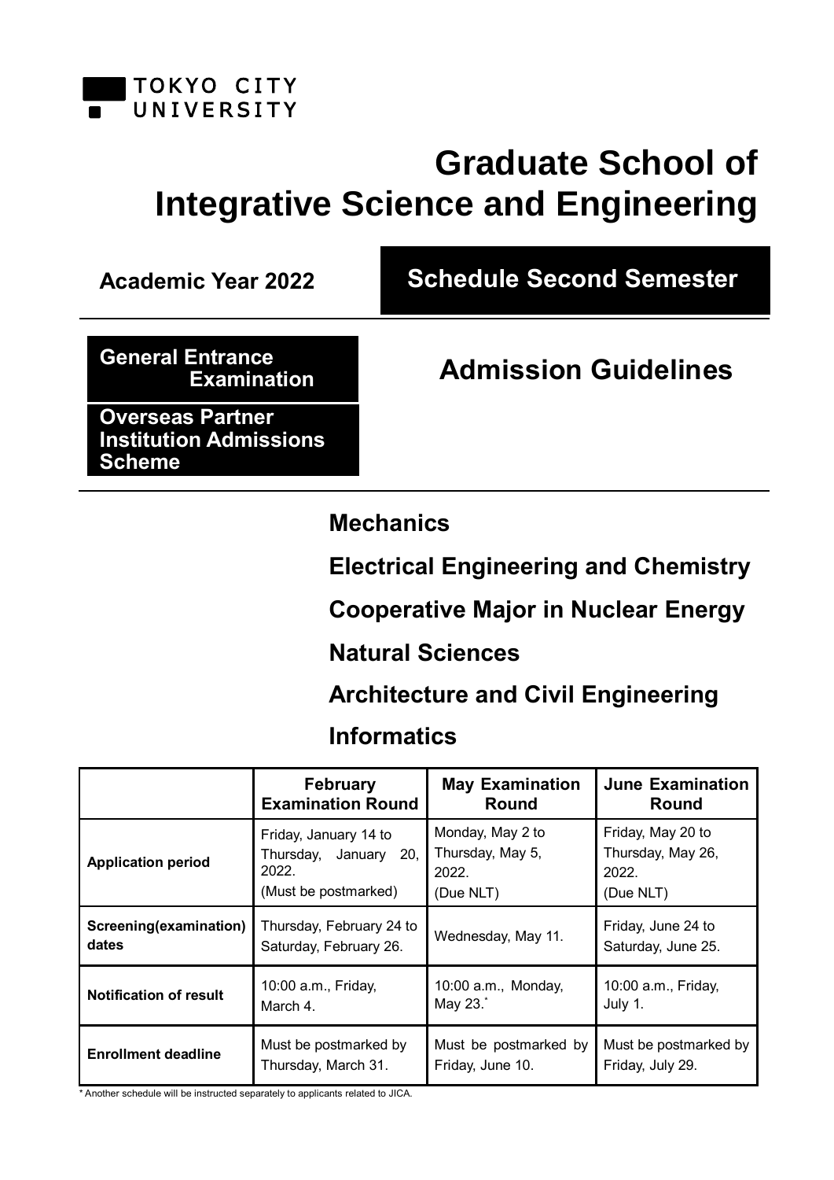TOKYO CITY UNIVERSITY

# Graduate School of Integrative Science and Engineering

**Academic Year 2022**

## Schedule Second Semester

**General Entrance Examination**

**Overseas Partner Institution Admissions Scheme**

## Admission Guidelines

**Mechanics**

**Electrical Engineering and Chemistry**

**Cooperative Major in Nuclear Energy**

**Natural Sciences**

**Architecture and Civil Engineering**

**Informatics**

| | February Examination Round | May Examination Round | June Examination Round |
|---|---|---|---|
| **Application period** | Friday, January 14 to Thursday, January 20, 2022. (Must be postmarked) | Monday, May 2 to Thursday, May 5, 2022. (Due NLT) | Friday, May 20 to Thursday, May 26, 2022. (Due NLT) |
| **Screening(examination) dates** | Thursday, February 24 to Saturday, February 26. | Wednesday, May 11. | Friday, June 24 to Saturday, June 25. |
| **Notification of result** | 10:00 a.m., Friday, March 4. | 10:00 a.m., Monday, May 23.* | 10:00 a.m., Friday, July 1. |
| **Enrollment deadline** | Must be postmarked by Thursday, March 31. | Must be postmarked by Friday, June 10. | Must be postmarked by Friday, July 29. |

* Another schedule will be instructed separately to applicants related to JICA.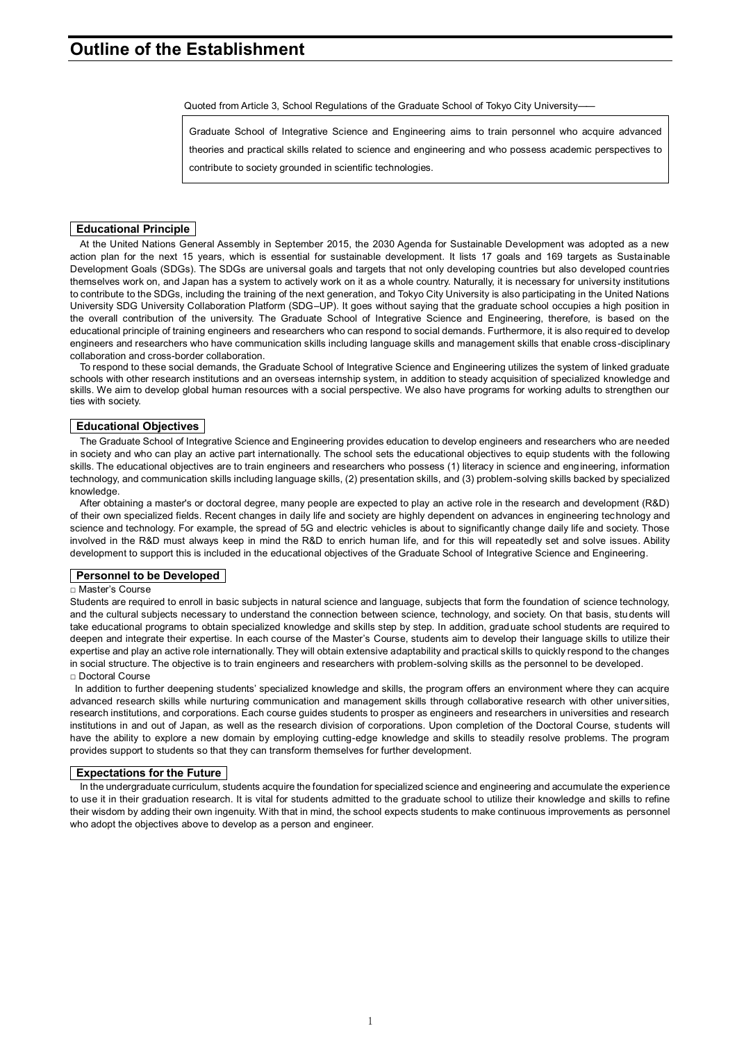# Outline of the Establishment

Quoted from Article 3, School Regulations of the Graduate School of Tokyo City University——

> Graduate School of Integrative Science and Engineering aims to train personnel who acquire advanced theories and practical skills related to science and engineering and who possess academic perspectives to contribute to society grounded in scientific technologies.

## Educational Principle

At the United Nations General Assembly in September 2015, the 2030 Agenda for Sustainable Development was adopted as a new action plan for the next 15 years, which is essential for sustainable development. It lists 17 goals and 169 targets as Sustainable Development Goals (SDGs). The SDGs are universal goals and targets that not only developing countries but also developed countries themselves work on, and Japan has a system to actively work on it as a whole country. Naturally, it is necessary for university institutions to contribute to the SDGs, including the training of the next generation, and Tokyo City University is also participating in the United Nations University SDG University Collaboration Platform (SDG–UP). It goes without saying that the graduate school occupies a high position in the overall contribution of the university. The Graduate School of Integrative Science and Engineering, therefore, is based on the educational principle of training engineers and researchers who can respond to social demands. Furthermore, it is also required to develop engineers and researchers who have communication skills including language skills and management skills that enable cross-disciplinary collaboration and cross-border collaboration.

To respond to these social demands, the Graduate School of Integrative Science and Engineering utilizes the system of linked graduate schools with other research institutions and an overseas internship system, in addition to steady acquisition of specialized knowledge and skills. We aim to develop global human resources with a social perspective. We also have programs for working adults to strengthen our ties with society.

## Educational Objectives

The Graduate School of Integrative Science and Engineering provides education to develop engineers and researchers who are needed in society and who can play an active part internationally. The school sets the educational objectives to equip students with the following skills. The educational objectives are to train engineers and researchers who possess (1) literacy in science and engineering, information technology, and communication skills including language skills, (2) presentation skills, and (3) problem-solving skills backed by specialized knowledge.

After obtaining a master's or doctoral degree, many people are expected to play an active role in the research and development (R&D) of their own specialized fields. Recent changes in daily life and society are highly dependent on advances in engineering technology and science and technology. For example, the spread of 5G and electric vehicles is about to significantly change daily life and society. Those involved in the R&D must always keep in mind the R&D to enrich human life, and for this will repeatedly set and solve issues. Ability development to support this is included in the educational objectives of the Graduate School of Integrative Science and Engineering.

## Personnel to be Developed

□ Master's Course

Students are required to enroll in basic subjects in natural science and language, subjects that form the foundation of science technology, and the cultural subjects necessary to understand the connection between science, technology, and society. On that basis, students will take educational programs to obtain specialized knowledge and skills step by step. In addition, graduate school students are required to deepen and integrate their expertise. In each course of the Master's Course, students aim to develop their language skills to utilize their expertise and play an active role internationally. They will obtain extensive adaptability and practical skills to quickly respond to the changes in social structure. The objective is to train engineers and researchers with problem-solving skills as the personnel to be developed.

□ Doctoral Course

In addition to further deepening students' specialized knowledge and skills, the program offers an environment where they can acquire advanced research skills while nurturing communication and management skills through collaborative research with other universities, research institutions, and corporations. Each course guides students to prosper as engineers and researchers in universities and research institutions in and out of Japan, as well as the research division of corporations. Upon completion of the Doctoral Course, students will have the ability to explore a new domain by employing cutting-edge knowledge and skills to steadily resolve problems. The program provides support to students so that they can transform themselves for further development.

## Expectations for the Future

In the undergraduate curriculum, students acquire the foundation for specialized science and engineering and accumulate the experience to use it in their graduation research. It is vital for students admitted to the graduate school to utilize their knowledge and skills to refine their wisdom by adding their own ingenuity. With that in mind, the school expects students to make continuous improvements as personnel who adopt the objectives above to develop as a person and engineer.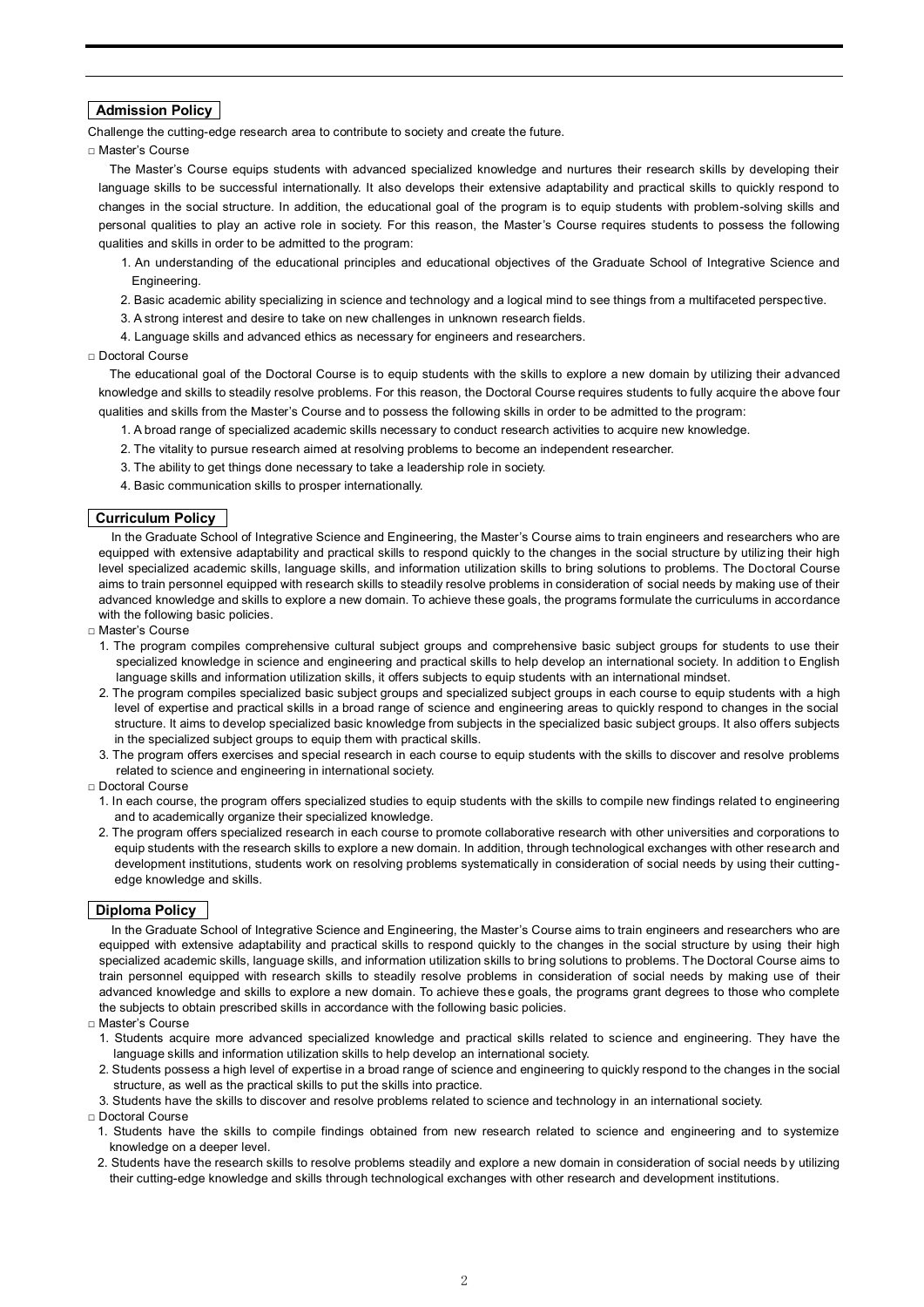## Admission Policy

Challenge the cutting-edge research area to contribute to society and create the future.

□ Master's Course

The Master's Course equips students with advanced specialized knowledge and nurtures their research skills by developing their language skills to be successful internationally. It also develops their extensive adaptability and practical skills to quickly respond to changes in the social structure. In addition, the educational goal of the program is to equip students with problem-solving skills and personal qualities to play an active role in society. For this reason, the Master's Course requires students to possess the following qualities and skills in order to be admitted to the program:

1. An understanding of the educational principles and educational objectives of the Graduate School of Integrative Science and Engineering.
2. Basic academic ability specializing in science and technology and a logical mind to see things from a multifaceted perspective.
3. A strong interest and desire to take on new challenges in unknown research fields.
4. Language skills and advanced ethics as necessary for engineers and researchers.

□ Doctoral Course

The educational goal of the Doctoral Course is to equip students with the skills to explore a new domain by utilizing their advanced knowledge and skills to steadily resolve problems. For this reason, the Doctoral Course requires students to fully acquire the above four qualities and skills from the Master's Course and to possess the following skills in order to be admitted to the program:

1. A broad range of specialized academic skills necessary to conduct research activities to acquire new knowledge.
2. The vitality to pursue research aimed at resolving problems to become an independent researcher.
3. The ability to get things done necessary to take a leadership role in society.
4. Basic communication skills to prosper internationally.

## Curriculum Policy

In the Graduate School of Integrative Science and Engineering, the Master's Course aims to train engineers and researchers who are equipped with extensive adaptability and practical skills to respond quickly to the changes in the social structure by utilizing their high level specialized academic skills, language skills, and information utilization skills to bring solutions to problems. The Doctoral Course aims to train personnel equipped with research skills to steadily resolve problems in consideration of social needs by making use of their advanced knowledge and skills to explore a new domain. To achieve these goals, the programs formulate the curriculums in accordance with the following basic policies.

□ Master's Course

1. The program compiles comprehensive cultural subject groups and comprehensive basic subject groups for students to use their specialized knowledge in science and engineering and practical skills to help develop an international society. In addition to English language skills and information utilization skills, it offers subjects to equip students with an international mindset.
2. The program compiles specialized basic subject groups and specialized subject groups in each course to equip students with a high level of expertise and practical skills in a broad range of science and engineering areas to quickly respond to changes in the social structure. It aims to develop specialized basic knowledge from subjects in the specialized basic subject groups. It also offers subjects in the specialized subject groups to equip them with practical skills.
3. The program offers exercises and special research in each course to equip students with the skills to discover and resolve problems related to science and engineering in international society.

□ Doctoral Course

1. In each course, the program offers specialized studies to equip students with the skills to compile new findings related to engineering and to academically organize their specialized knowledge.
2. The program offers specialized research in each course to promote collaborative research with other universities and corporations to equip students with the research skills to explore a new domain. In addition, through technological exchanges with other research and development institutions, students work on resolving problems systematically in consideration of social needs by using their cutting-edge knowledge and skills.

## Diploma Policy

In the Graduate School of Integrative Science and Engineering, the Master's Course aims to train engineers and researchers who are equipped with extensive adaptability and practical skills to respond quickly to the changes in the social structure by using their high specialized academic skills, language skills, and information utilization skills to bring solutions to problems. The Doctoral Course aims to train personnel equipped with research skills to steadily resolve problems in consideration of social needs by making use of their advanced knowledge and skills to explore a new domain. To achieve these goals, the programs grant degrees to those who complete the subjects to obtain prescribed skills in accordance with the following basic policies.

□ Master's Course

1. Students acquire more advanced specialized knowledge and practical skills related to science and engineering. They have the language skills and information utilization skills to help develop an international society.
2. Students possess a high level of expertise in a broad range of science and engineering to quickly respond to the changes in the social structure, as well as the practical skills to put the skills into practice.
3. Students have the skills to discover and resolve problems related to science and technology in an international society.

□ Doctoral Course

1. Students have the skills to compile findings obtained from new research related to science and engineering and to systemize knowledge on a deeper level.
2. Students have the research skills to resolve problems steadily and explore a new domain in consideration of social needs by utilizing their cutting-edge knowledge and skills through technological exchanges with other research and development institutions.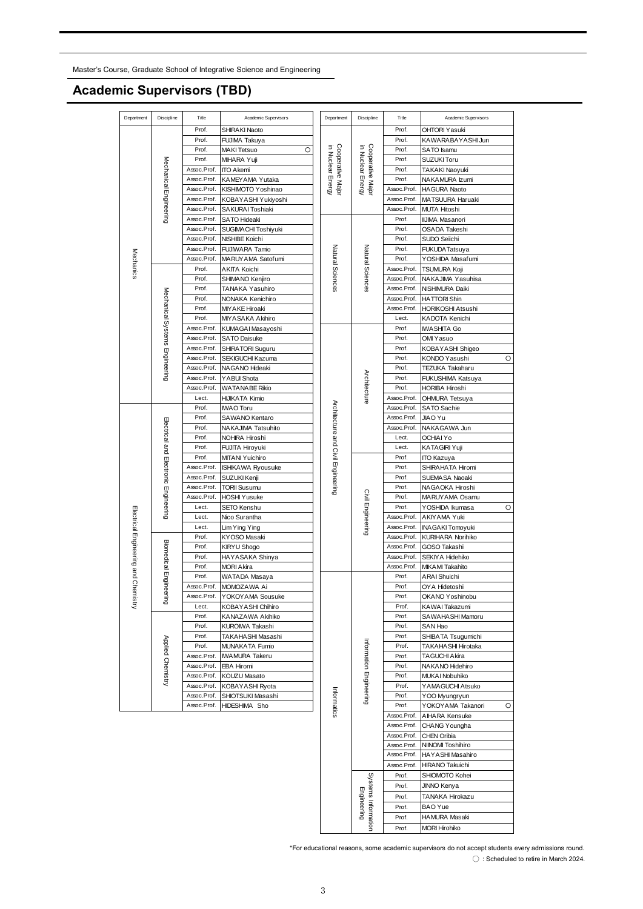Master's Course, Graduate School of Integrative Science and Engineering

## Academic Supervisors (TBD)

| Department | Discipline | Title | Academic Supervisors | |
|---|---|---|---|---|
| Mechanics | Mechanical Engineering | Prof. | SHIRAKI Naoto | |
| | | Prof. | FUJIMA Takuya | |
| | | Prof. | MAKI Tetsuo | ○ |
| | | Prof. | MIHARA Yuji | |
| | | Assoc.Prof. | ITO Akemi | |
| | | Assoc.Prof. | KAMEYAMA Yutaka | |
| | | Assoc.Prof. | KISHIMOTO Yoshinao | |
| | | Assoc.Prof. | KOBAYASHI Yukiyoshi | |
| | | Assoc.Prof. | SAKURAI Toshiaki | |
| | | Assoc.Prof. | SATO Hideaki | |
| | | Assoc.Prof. | SUGIMACHI Toshiyuki | |
| | | Assoc.Prof. | NISHIBE Koichi | |
| | | Assoc.Prof. | FUJIWARA Tamio | |
| | | Assoc.Prof. | MARUYAMA Satofumi | |
| | Mechanical Systems Engineering | Prof. | AKITA Koichi | |
| | | Prof. | SHIMANO Kenjiro | |
| | | Prof. | TANAKA Yasuhiro | |
| | | Prof. | NONAKA Kenichiro | |
| | | Prof. | MIYAKE Hiroaki | |
| | | Prof. | MIYASAKA Akihiro | |
| | | Assoc.Prof. | KUMAGAI Masayoshi | |
| | | Assoc.Prof. | SATO Daisuke | |
| | | Assoc.Prof. | SHIRATORI Suguru | |
| | | Assoc.Prof. | SEKIGUCHI Kazuma | |
| | | Assoc.Prof. | NAGANO Hideaki | |
| | | Assoc.Prof. | YABUI Shota | |
| | | Assoc.Prof. | WATANABE Rikio | |
| | | Lect. | HIJIKATA Kimio | |
| Electrical Engineering and Chemistry | Electrical and Electronic Engineering | Prof. | IWAO Toru | |
| | | Prof. | SAWANO Kentaro | |
| | | Prof. | NAKAJIMA Tatsuhito | |
| | | Prof. | NOHIRA Hiroshi | |
| | | Prof. | FUJITA Hiroyuki | |
| | | Prof. | MITANI Yuichiro | |
| | | Assoc.Prof. | ISHIKAWA Ryousuke | |
| | | Assoc.Prof. | SUZUKI Kenji | |
| | | Assoc.Prof. | TORII Susumu | |
| | | Assoc.Prof. | HOSHI Yusuke | |
| | | Lect. | SETO Kenshu | |
| | | Lect. | Nico Surantha | |
| | | Lect. | Lim Ying Ying | |
| | Biomedical Engineering | Prof. | KYOSO Masaki | |
| | | Prof. | KIRYU Shogo | |
| | | Prof. | HAYASAKA Shinya | |
| | | Prof. | MORI Akira | |
| | | Prof. | WATADA Masaya | |
| | | Assoc.Prof. | MOMOZAWA Ai | |
| | | Assoc.Prof. | YOKOYAMA Sousuke | |
| | | Lect. | KOBAYASHI Chihiro | |
| | Applied Chemistry | Prof. | KANAZAWA Akihiko | |
| | | Prof. | KUROIWA Takashi | |
| | | Prof. | TAKAHASHI Masashi | |
| | | Prof. | MUNAKATA Fumio | |
| | | Assoc.Prof. | IWAMURA Takeru | |
| | | Assoc.Prof. | EBA Hiromi | |
| | | Assoc.Prof. | KOUZU Masato | |
| | | Assoc.Prof. | KOBAYASHI Ryota | |
| | | Assoc.Prof. | SHIOTSUKI Masashi | |
| | | Assoc.Prof. | HIDESHIMA Sho | |
| Cooperative Major in Nuclear Energy | Cooperative Major in Nuclear Energy | Prof. | OHTORI Yasuki | |
| | | Prof. | KAWARABAYASHI Jun | |
| | | Prof. | SATO Isamu | |
| | | Prof. | SUZUKI Toru | |
| | | Prof. | TAKAKI Naoyuki | |
| | | Prof. | NAKAMURA Izumi | |
| | | Assoc.Prof. | HAGURA Naoto | |
| | | Assoc.Prof. | MATSUURA Haruaki | |
| | | Assoc.Prof. | MUTA Hitoshi | |
| Natural Sciences | Natural Sciences | Prof. | IIJIMA Masanori | |
| | | Prof. | OSADA Takeshi | |
| | | Prof. | SUDO Seiichi | |
| | | Prof. | FUKUDA Tatsuya | |
| | | Prof. | YOSHIDA Masafumi | |
| | | Assoc.Prof. | TSUMURA Koji | |
| | | Assoc.Prof. | NAKAJIMA Yasuhisa | |
| | | Assoc.Prof. | NISHIMURA Daiki | |
| | | Assoc.Prof. | HATTORI Shin | |
| | | Assoc.Prof. | HORIKOSHI Atsushi | |
| | | Lect. | KADOTA Kenichi | |
| Architecture and Civil Engineering | Architecture | Prof. | IWASHITA Go | |
| | | Prof. | OMI Yasuo | |
| | | Prof. | KOBAYASHI Shigeo | |
| | | Prof. | KONDO Yasushi | ○ |
| | | Prof. | TEZUKA Takaharu | |
| | | Prof. | FUKUSHIMA Katsuya | |
| | | Prof. | HORIBA Hiroshi | |
| | | Assoc.Prof. | OHMURA Tetsuya | |
| | | Assoc.Prof. | SATO Sachie | |
| | | Assoc.Prof. | JIAO Yu | |
| | | Assoc.Prof. | NAKAGAWA Jun | |
| | | Lect. | OCHIAI Yo | |
| | | Lect. | KATAGIRI Yuji | |
| | Civil Engineering | Prof. | ITO Kazuya | |
| | | Prof. | SHIRAHATA Hiromi | |
| | | Prof. | SUEMASA Naoaki | |
| | | Prof. | NAGAOKA Hiroshi | |
| | | Prof. | MARUYAMA Osamu | |
| | | Prof. | YOSHIDA Ikumasa | ○ |
| | | Assoc.Prof. | AKIYAMA Yuki | |
| | | Assoc.Prof. | INAGAKI Tomoyuki | |
| | | Assoc.Prof. | KURIHARA Norihiko | |
| | | Assoc.Prof. | GOSO Takashi | |
| | | Assoc.Prof. | SEKIYA Hidehiko | |
| | | Assoc.Prof. | MIKAMI Takahito | |
| Informatics | Information Engineering | Prof. | ARAI Shuichi | |
| | | Prof. | OYA Hidetoshi | |
| | | Prof. | OKANO Yoshinobu | |
| | | Prof. | KAWAI Takazumi | |
| | | Prof. | SAWAHASHI Mamoru | |
| | | Prof. | SAN Hao | |
| | | Prof. | SHIBATA Tsugumichi | |
| | | Prof. | TAKAHASHI Hirotaka | |
| | | Prof. | TAGUCHI Akira | |
| | | Prof. | NAKANO Hidehiro | |
| | | Prof. | MUKAI Nobuhiko | |
| | | Prof. | YAMAGUCHI Atsuko | |
| | | Prof. | YOO Myungryun | |
| | | Prof. | YOKOYAMA Takanori | ○ |
| | | Assoc.Prof. | AIHARA Kensuke | |
| | | Assoc.Prof. | CHANG Youngha | |
| | | Assoc.Prof. | CHEN Oribia | |
| | | Assoc.Prof. | NIINOMI Toshihiro | |
| | | Assoc.Prof. | HAYASHI Masahiro | |
| | | Assoc.Prof. | HIRANO Takuichi | |
| | Systems Information Engineering | Prof. | SHIOMOTO Kohei | |
| | | Prof. | JINNO Kenya | |
| | | Prof. | TANAKA Hirokazu | |
| | | Prof. | BAO Yue | |
| | | Prof. | HAMURA Masaki | |
| | | Prof. | MORI Hirohiko | |

*For educational reasons, some academic supervisors do not accept students every admissions round.

○ : Scheduled to retire in March 2024.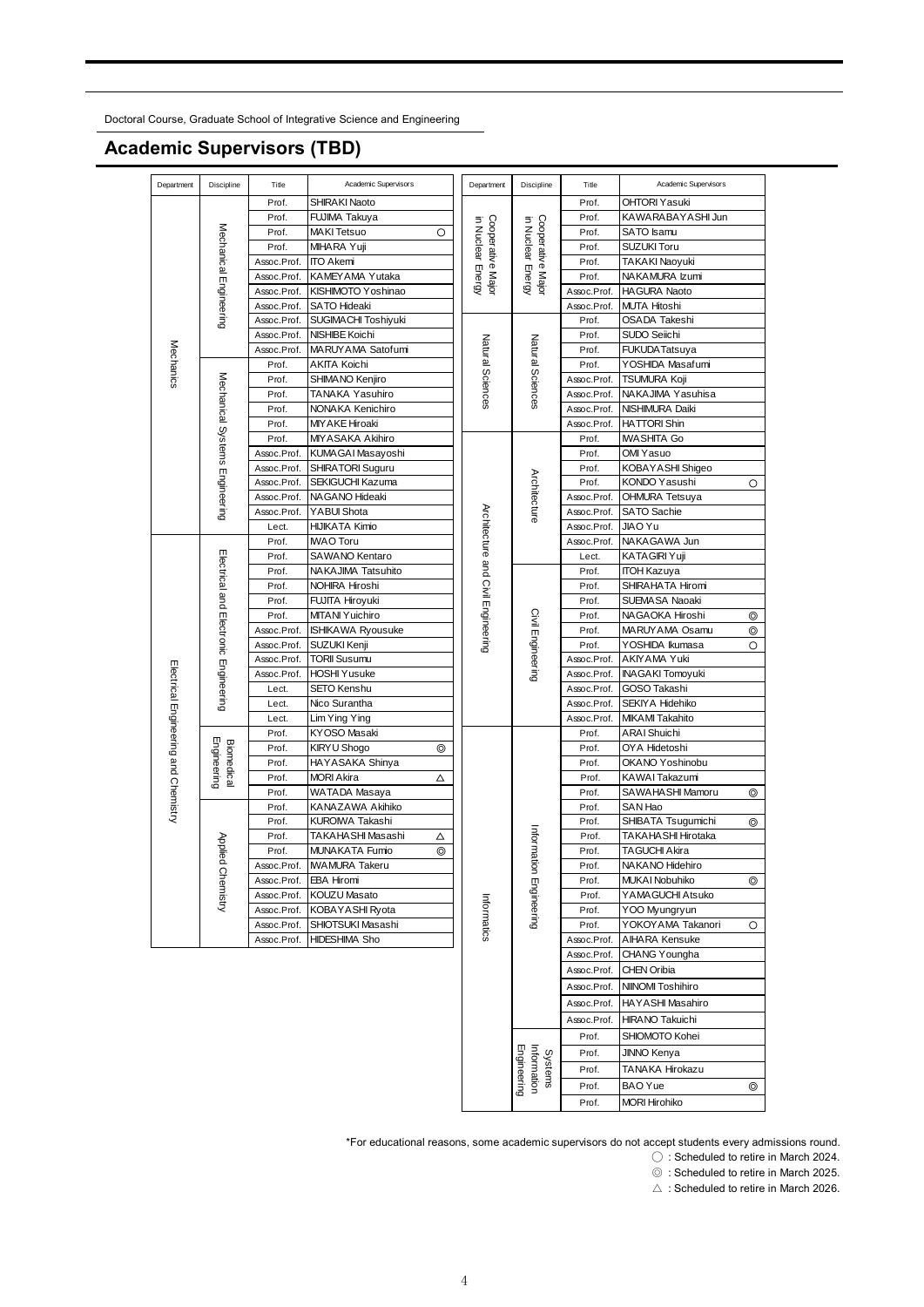Doctoral Course, Graduate School of Integrative Science and Engineering

## Academic Supervisors (TBD)

| Department | Discipline | Title | Academic Supervisors | |
|---|---|---|---|---|
| Mechanics | Mechanical Engineering | Prof. | SHIRAKI Naoto | |
| | | Prof. | FUJIMA Takuya | |
| | | Prof. | MAKI Tetsuo | ○ |
| | | Prof. | MIHARA Yuji | |
| | | Assoc.Prof. | ITO Akemi | |
| | | Assoc.Prof. | KAMEYAMA Yutaka | |
| | | Assoc.Prof. | KISHIMOTO Yoshinao | |
| | | Assoc.Prof. | SATO Hideaki | |
| | | Assoc.Prof. | SUGIMACHI Toshiyuki | |
| | | Assoc.Prof. | NISHIBE Koichi | |
| | | Assoc.Prof. | MARUYAMA Satofumi | |
| | Mechanical Systems Engineering | Prof. | AKITA Koichi | |
| | | Prof. | SHIMANO Kenjiro | |
| | | Prof. | TANAKA Yasuhiro | |
| | | Prof. | NONAKA Kenichiro | |
| | | Prof. | MIYAKE Hiroaki | |
| | | Prof. | MIYASAKA Akihiro | |
| | | Assoc.Prof. | KUMAGAI Masayoshi | |
| | | Assoc.Prof. | SHIRATORI Suguru | |
| | | Assoc.Prof. | SEKIGUCHI Kazuma | |
| | | Assoc.Prof. | NAGANO Hideaki | |
| | | Assoc.Prof. | YABUI Shota | |
| | | Lect. | HIJIKATA Kimio | |
| Electrical Engineering and Chemistry | Electrical and Electronic Engineering | Prof. | IWAO Toru | |
| | | Prof. | SAWANO Kentaro | |
| | | Prof. | NAKAJIMA Tatsuhito | |
| | | Prof. | NOHIRA Hiroshi | |
| | | Prof. | FUJITA Hiroyuki | |
| | | Prof. | MITANI Yuichiro | |
| | | Assoc.Prof. | ISHIKAWA Ryousuke | |
| | | Assoc.Prof. | SUZUKI Kenji | |
| | | Assoc.Prof. | TORII Susumu | |
| | | Assoc.Prof. | HOSHI Yusuke | |
| | | Lect. | SETO Kenshu | |
| | | Lect. | Nico Surantha | |
| | | Lect. | Lim Ying Ying | |
| | Biomedical Engineering | Prof. | KYOSO Masaki | |
| | | Prof. | KIRYU Shogo | ◎ |
| | | Prof. | HAYASAKA Shinya | |
| | | Prof. | MORI Akira | △ |
| | | Prof. | WATADA Masaya | |
| | Applied Chemistry | Prof. | KANAZAWA Akihiko | |
| | | Prof. | KUROIWA Takashi | |
| | | Prof. | TAKAHASHI Masashi | △ |
| | | Prof. | MUNAKATA Fumio | ◎ |
| | | Assoc.Prof. | IWAMURA Takeru | |
| | | Assoc.Prof. | EBA Hiromi | |
| | | Assoc.Prof. | KOUZU Masato | |
| | | Assoc.Prof. | KOBAYASHI Ryota | |
| | | Assoc.Prof. | SHIOTSUKI Masashi | |
| | | Assoc.Prof. | HIDESHIMA Sho | |
| Cooperative Major in Nuclear Energy | Cooperative Major in Nuclear Energy | Prof. | OHTORI Yasuki | |
| | | Prof. | KAWARABAYASHI Jun | |
| | | Prof. | SATO Isamu | |
| | | Prof. | SUZUKI Toru | |
| | | Prof. | TAKAKI Naoyuki | |
| | | Prof. | NAKAMURA Izumi | |
| | | Assoc.Prof. | HAGURA Naoto | |
| | | Assoc.Prof. | MUTA Hitoshi | |
| Natural Sciences | Natural Sciences | Prof. | OSADA Takeshi | |
| | | Prof. | SUDO Seiichi | |
| | | Prof. | FUKUDA Tatsuya | |
| | | Prof. | YOSHIDA Masafumi | |
| | | Assoc.Prof. | TSUMURA Koji | |
| | | Assoc.Prof. | NAKAJIMA Yasuhisa | |
| | | Assoc.Prof. | NISHIMURA Daiki | |
| | | Assoc.Prof. | HATTORI Shin | |
| Architecture and Civil Engineering | Architecture | Prof. | IWASHITA Go | |
| | | Prof. | OMI Yasuo | |
| | | Prof. | KOBAYASHI Shigeo | |
| | | Prof. | KONDO Yasushi | ○ |
| | | Assoc.Prof. | OHMURA Tetsuya | |
| | | Assoc.Prof. | SATO Sachie | |
| | | Assoc.Prof. | JIAO Yu | |
| | | Assoc.Prof. | NAKAGAWA Jun | |
| | | Lect. | KATAGIRI Yuji | |
| | Civil Engineering | Prof. | ITOH Kazuya | |
| | | Prof. | SHIRAHATA Hiromi | |
| | | Prof. | SUEMASA Naoaki | |
| | | Prof. | NAGAOKA Hiroshi | ◎ |
| | | Prof. | MARUYAMA Osamu | ◎ |
| | | Prof. | YOSHIDA Ikumasa | ○ |
| | | Assoc.Prof. | AKIYAMA Yuki | |
| | | Assoc.Prof. | INAGAKI Tomoyuki | |
| | | Assoc.Prof. | GOSO Takashi | |
| | | Assoc.Prof. | SEKIYA Hidehiko | |
| | | Assoc.Prof. | MIKAMI Takahito | |
| Informatics | Information Engineering | Prof. | ARAI Shuichi | |
| | | Prof. | OYA Hidetoshi | |
| | | Prof. | OKANO Yoshinobu | |
| | | Prof. | KAWAI Takazumi | |
| | | Prof. | SAWAHASHI Mamoru | ◎ |
| | | Prof. | SAN Hao | |
| | | Prof. | SHIBATA Tsugumichi | ◎ |
| | | Prof. | TAKAHASHI Hirotaka | |
| | | Prof. | TAGUCHI Akira | |
| | | Prof. | NAKANO Hidehiro | |
| | | Prof. | MUKAI Nobuhiko | ◎ |
| | | Prof. | YAMAGUCHI Atsuko | |
| | | Prof. | YOO Myungryun | |
| | | Prof. | YOKOYAMA Takanori | ○ |
| | | Assoc.Prof. | AIHARA Kensuke | |
| | | Assoc.Prof. | CHANG Youngha | |
| | | Assoc.Prof. | CHEN Oribia | |
| | | Assoc.Prof. | NIINOMI Toshihiro | |
| | | Assoc.Prof. | HAYASHI Masahiro | |
| | | Assoc.Prof. | HIRANO Takuichi | |
| | Systems Information Engineering | Prof. | SHIOMOTO Kohei | |
| | | Prof. | JINNO Kenya | |
| | | Prof. | TANAKA Hirokazu | |
| | | Prof. | BAO Yue | ◎ |
| | | Prof. | MORI Hirohiko | |

*For educational reasons, some academic supervisors do not accept students every admissions round.

○ : Scheduled to retire in March 2024.

◎ : Scheduled to retire in March 2025.

△ : Scheduled to retire in March 2026.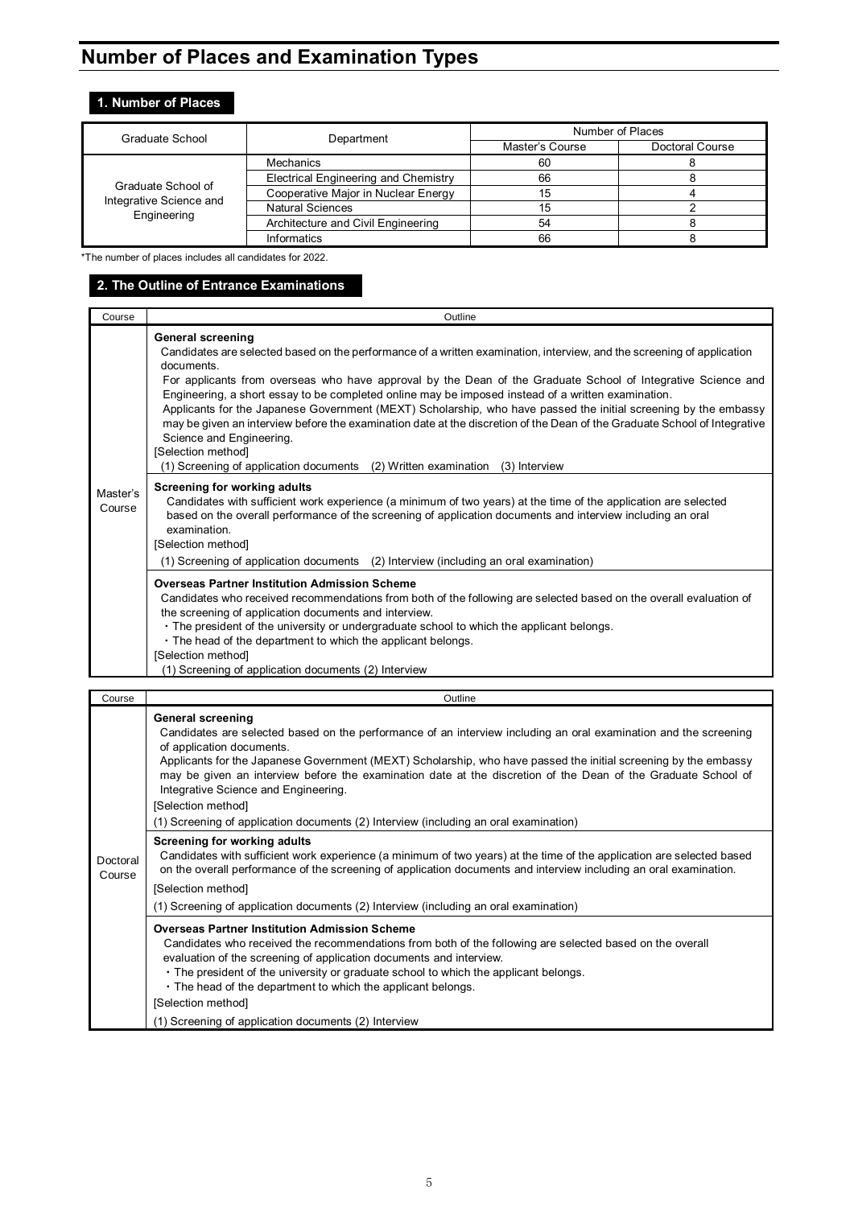# Number of Places and Examination Types

## 1. Number of Places

| Graduate School | Department | Number of Places | |
|---|---|---|---|
| | | Master's Course | Doctoral Course |
| Graduate School of Integrative Science and Engineering | Mechanics | 60 | 8 |
| | Electrical Engineering and Chemistry | 66 | 8 |
| | Cooperative Major in Nuclear Energy | 15 | 4 |
| | Natural Sciences | 15 | 2 |
| | Architecture and Civil Engineering | 54 | 8 |
| | Informatics | 66 | 8 |

*The number of places includes all candidates for 2022.

## 2. The Outline of Entrance Examinations

| Course | Outline |
|---|---|
| Master's Course | **General screening**<br>Candidates are selected based on the performance of a written examination, interview, and the screening of application documents.<br>For applicants from overseas who have approval by the Dean of the Graduate School of Integrative Science and Engineering, a short essay to be completed online may be imposed instead of a written examination.<br>Applicants for the Japanese Government (MEXT) Scholarship, who have passed the initial screening by the embassy may be given an interview before the examination date at the discretion of the Dean of the Graduate School of Integrative Science and Engineering.<br>[Selection method]<br>(1) Screening of application documents (2) Written examination (3) Interview |
| | **Screening for working adults**<br>Candidates with sufficient work experience (a minimum of two years) at the time of the application are selected based on the overall performance of the screening of application documents and interview including an oral examination.<br>[Selection method]<br>(1) Screening of application documents (2) Interview (including an oral examination) |
| | **Overseas Partner Institution Admission Scheme**<br>Candidates who received recommendations from both of the following are selected based on the overall evaluation of the screening of application documents and interview.<br>・The president of the university or undergraduate school to which the applicant belongs.<br>・The head of the department to which the applicant belongs.<br>[Selection method]<br>(1) Screening of application documents (2) Interview |

| Course | Outline |
|---|---|
| Doctoral Course | **General screening**<br>Candidates are selected based on the performance of an interview including an oral examination and the screening of application documents.<br>Applicants for the Japanese Government (MEXT) Scholarship, who have passed the initial screening by the embassy may be given an interview before the examination date at the discretion of the Dean of the Graduate School of Integrative Science and Engineering.<br>[Selection method]<br>(1) Screening of application documents (2) Interview (including an oral examination) |
| | **Screening for working adults**<br>Candidates with sufficient work experience (a minimum of two years) at the time of the application are selected based on the overall performance of the screening of application documents and interview including an oral examination.<br>[Selection method]<br>(1) Screening of application documents (2) Interview (including an oral examination) |
| | **Overseas Partner Institution Admission Scheme**<br>Candidates who received the recommendations from both of the following are selected based on the overall evaluation of the screening of application documents and interview.<br>・The president of the university or graduate school to which the applicant belongs.<br>・The head of the department to which the applicant belongs.<br>[Selection method]<br>(1) Screening of application documents (2) Interview |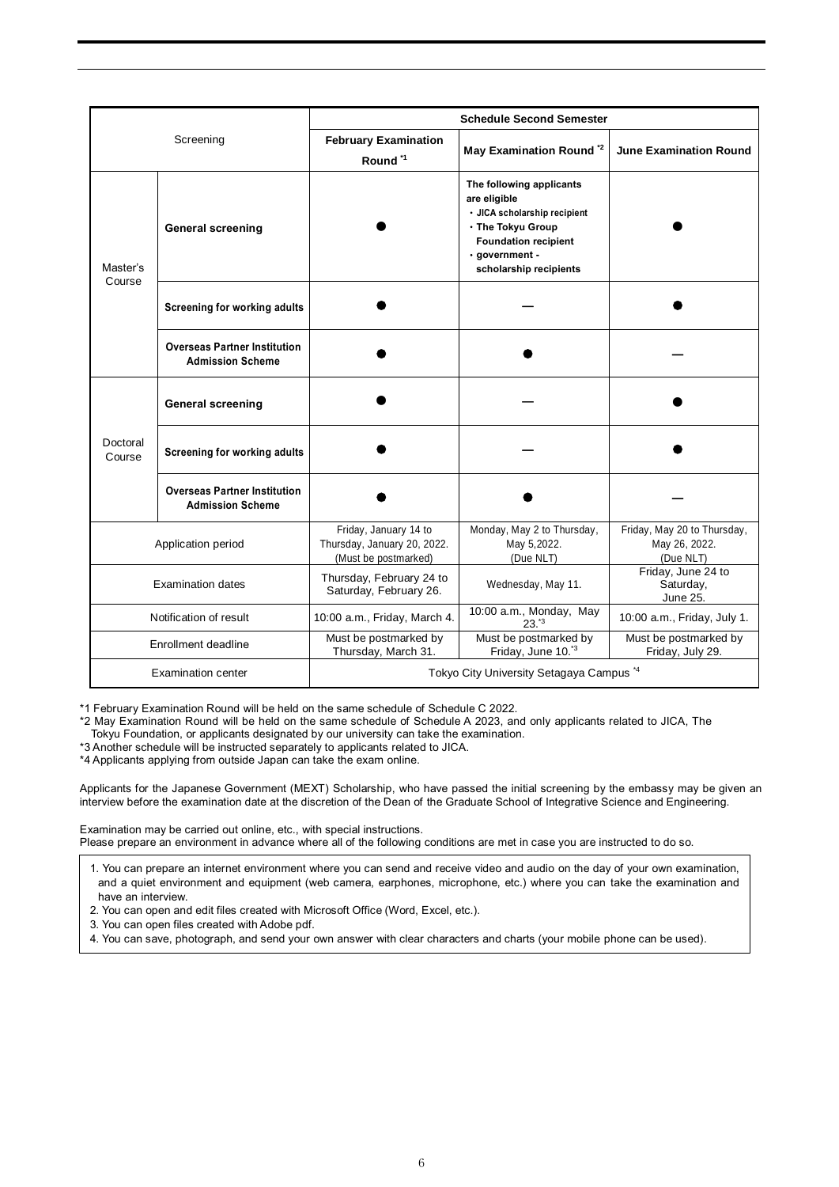| Screening | | February Examination Round [*1] | May Examination Round [*2] | June Examination Round |
|---|---|---|---|---|
| | | **Schedule Second Semester** | | |
| Master's Course | **General screening** | ● | **The following applicants are eligible**<br>**・JICA scholarship recipient**<br>**・The Tokyu Group Foundation recipient**<br>**・government - scholarship recipients** | ● |
| | **Screening for working adults** | ● | — | ● |
| | **Overseas Partner Institution Admission Scheme** | ● | ● | — |
| Doctoral Course | **General screening** | ● | — | ● |
| | **Screening for working adults** | ● | — | ● |
| | **Overseas Partner Institution Admission Scheme** | ● | ● | — |
| Application period | | Friday, January 14 to Thursday, January 20, 2022. (Must be postmarked) | Monday, May 2 to Thursday, May 5,2022. (Due NLT) | Friday, May 20 to Thursday, May 26, 2022. (Due NLT) |
| Examination dates | | Thursday, February 24 to Saturday, February 26. | Wednesday, May 11. | Friday, June 24 to Saturday, June 25. |
| Notification of result | | 10:00 a.m., Friday, March 4. | 10:00 a.m., Monday, May 23.[*3] | 10:00 a.m., Friday, July 1. |
| Enrollment deadline | | Must be postmarked by Thursday, March 31. | Must be postmarked by Friday, June 10.[*3] | Must be postmarked by Friday, July 29. |
| Examination center | | Tokyo City University Setagaya Campus [*4] | | |

*1 February Examination Round will be held on the same schedule of Schedule C 2022.
*2 May Examination Round will be held on the same schedule of Schedule A 2023, and only applicants related to JICA, The Tokyu Foundation, or applicants designated by our university can take the examination.
*3 Another schedule will be instructed separately to applicants related to JICA.
*4 Applicants applying from outside Japan can take the exam online.

Applicants for the Japanese Government (MEXT) Scholarship, who have passed the initial screening by the embassy may be given an interview before the examination date at the discretion of the Dean of the Graduate School of Integrative Science and Engineering.

Examination may be carried out online, etc., with special instructions.
Please prepare an environment in advance where all of the following conditions are met in case you are instructed to do so.

1. You can prepare an internet environment where you can send and receive video and audio on the day of your own examination, and a quiet environment and equipment (web camera, earphones, microphone, etc.) where you can take the examination and have an interview.
2. You can open and edit files created with Microsoft Office (Word, Excel, etc.).
3. You can open files created with Adobe pdf.
4. You can save, photograph, and send your own answer with clear characters and charts (your mobile phone can be used).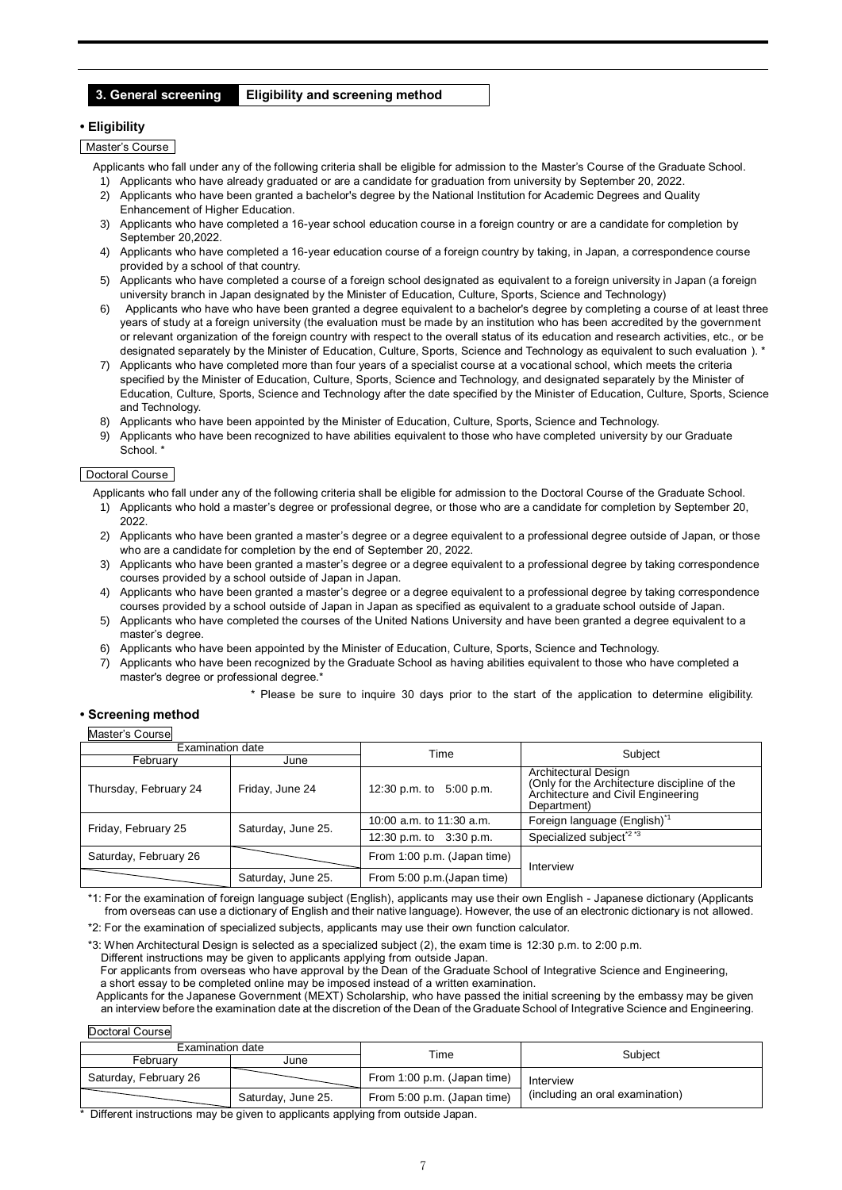## 3. General screening — Eligibility and screening method

### • Eligibility

**Master's Course**

Applicants who fall under any of the following criteria shall be eligible for admission to the Master's Course of the Graduate School.

1) Applicants who have already graduated or are a candidate for graduation from university by September 20, 2022.
2) Applicants who have been granted a bachelor's degree by the National Institution for Academic Degrees and Quality Enhancement of Higher Education.
3) Applicants who have completed a 16-year school education course in a foreign country or are a candidate for completion by September 20,2022.
4) Applicants who have completed a 16-year education course of a foreign country by taking, in Japan, a correspondence course provided by a school of that country.
5) Applicants who have completed a course of a foreign school designated as equivalent to a foreign university in Japan (a foreign university branch in Japan designated by the Minister of Education, Culture, Sports, Science and Technology)
6) Applicants who have who have been granted a degree equivalent to a bachelor's degree by completing a course of at least three years of study at a foreign university (the evaluation must be made by an institution who has been accredited by the government or relevant organization of the foreign country with respect to the overall status of its education and research activities, etc., or be designated separately by the Minister of Education, Culture, Sports, Science and Technology as equivalent to such evaluation ). *
7) Applicants who have completed more than four years of a specialist course at a vocational school, which meets the criteria specified by the Minister of Education, Culture, Sports, Science and Technology, and designated separately by the Minister of Education, Culture, Sports, Science and Technology after the date specified by the Minister of Education, Culture, Sports, Science and Technology.
8) Applicants who have been appointed by the Minister of Education, Culture, Sports, Science and Technology.
9) Applicants who have been recognized to have abilities equivalent to those who have completed university by our Graduate School. *

**Doctoral Course**

Applicants who fall under any of the following criteria shall be eligible for admission to the Doctoral Course of the Graduate School.

1) Applicants who hold a master's degree or professional degree, or those who are a candidate for completion by September 20, 2022.
2) Applicants who have been granted a master's degree or a degree equivalent to a professional degree outside of Japan, or those who are a candidate for completion by the end of September 20, 2022.
3) Applicants who have been granted a master's degree or a degree equivalent to a professional degree by taking correspondence courses provided by a school outside of Japan in Japan.
4) Applicants who have been granted a master's degree or a degree equivalent to a professional degree by taking correspondence courses provided by a school outside of Japan in Japan as specified as equivalent to a graduate school outside of Japan.
5) Applicants who have completed the courses of the United Nations University and have been granted a degree equivalent to a master's degree.
6) Applicants who have been appointed by the Minister of Education, Culture, Sports, Science and Technology.
7) Applicants who have been recognized by the Graduate School as having abilities equivalent to those who have completed a master's degree or professional degree.*

\* Please be sure to inquire 30 days prior to the start of the application to determine eligibility.

### • Screening method

**Master's Course**

| Examination date | | Time | Subject |
|---|---|---|---|
| February | June | | |
| Thursday, February 24 | Friday, June 24 | 12:30 p.m. to 5:00 p.m. | Architectural Design (Only for the Architecture discipline of the Architecture and Civil Engineering Department) |
| Friday, February 25 | Saturday, June 25. | 10:00 a.m. to 11:30 a.m. | Foreign language (English)*1 |
| | | 12:30 p.m. to 3:30 p.m. | Specialized subject*2 *3 |
| Saturday, February 26 | | From 1:00 p.m. (Japan time) | Interview |
| | Saturday, June 25. | From 5:00 p.m.(Japan time) | |

*1: For the examination of foreign language subject (English), applicants may use their own English - Japanese dictionary (Applicants from overseas can use a dictionary of English and their native language). However, the use of an electronic dictionary is not allowed.

*2: For the examination of specialized subjects, applicants may use their own function calculator.

*3: When Architectural Design is selected as a specialized subject (2), the exam time is 12:30 p.m. to 2:00 p.m.
Different instructions may be given to applicants applying from outside Japan.
For applicants from overseas who have approval by the Dean of the Graduate School of Integrative Science and Engineering, a short essay to be completed online may be imposed instead of a written examination.
Applicants for the Japanese Government (MEXT) Scholarship, who have passed the initial screening by the embassy may be given an interview before the examination date at the discretion of the Dean of the Graduate School of Integrative Science and Engineering.

**Doctoral Course**

| Examination date | | Time | Subject |
|---|---|---|---|
| February | June | | |
| Saturday, February 26 | | From 1:00 p.m. (Japan time) | Interview (including an oral examination) |
| | Saturday, June 25. | From 5:00 p.m. (Japan time) | |

\* Different instructions may be given to applicants applying from outside Japan.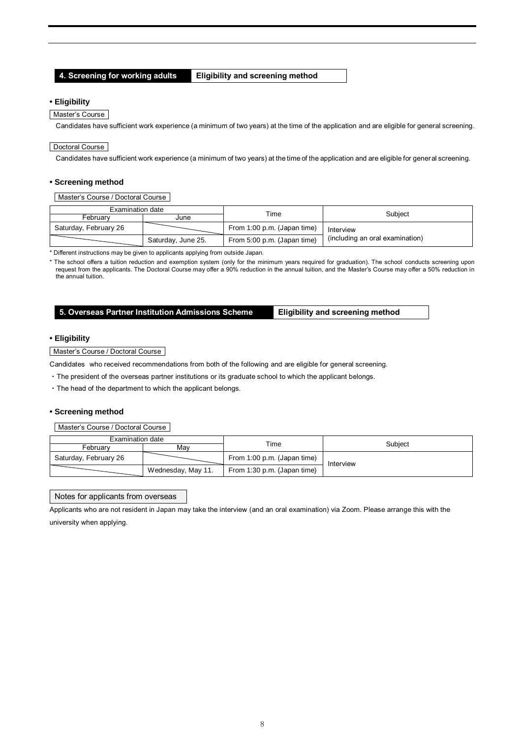## 4. Screening for working adults | Eligibility and screening method

**• Eligibility**

Master's Course

Candidates have sufficient work experience (a minimum of two years) at the time of the application and are eligible for general screening.

Doctoral Course

Candidates have sufficient work experience (a minimum of two years) at the time of the application and are eligible for general screening.

**• Screening method**

Master's Course / Doctoral Course

| Examination date | | Time | Subject |
|---|---|---|---|
| February | June | | |
| Saturday, February 26 | | From 1:00 p.m. (Japan time) | Interview (including an oral examination) |
| | Saturday, June 25. | From 5:00 p.m. (Japan time) | |

\* Different instructions may be given to applicants applying from outside Japan.

\* The school offers a tuition reduction and exemption system (only for the minimum years required for graduation). The school conducts screening upon request from the applicants. The Doctoral Course may offer a 90% reduction in the annual tuition, and the Master's Course may offer a 50% reduction in the annual tuition.

## 5. Overseas Partner Institution Admissions Scheme | Eligibility and screening method

**• Eligibility**

Master's Course / Doctoral Course

Candidates who received recommendations from both of the following and are eligible for general screening.

・The president of the overseas partner institutions or its graduate school to which the applicant belongs.

・The head of the department to which the applicant belongs.

**• Screening method**

Master's Course / Doctoral Course

| Examination date | | Time | Subject |
|---|---|---|---|
| February | May | | |
| Saturday, February 26 | | From 1:00 p.m. (Japan time) | Interview |
| | Wednesday, May 11. | From 1:30 p.m. (Japan time) | |

Notes for applicants from overseas

Applicants who are not resident in Japan may take the interview (and an oral examination) via Zoom. Please arrange this with the university when applying.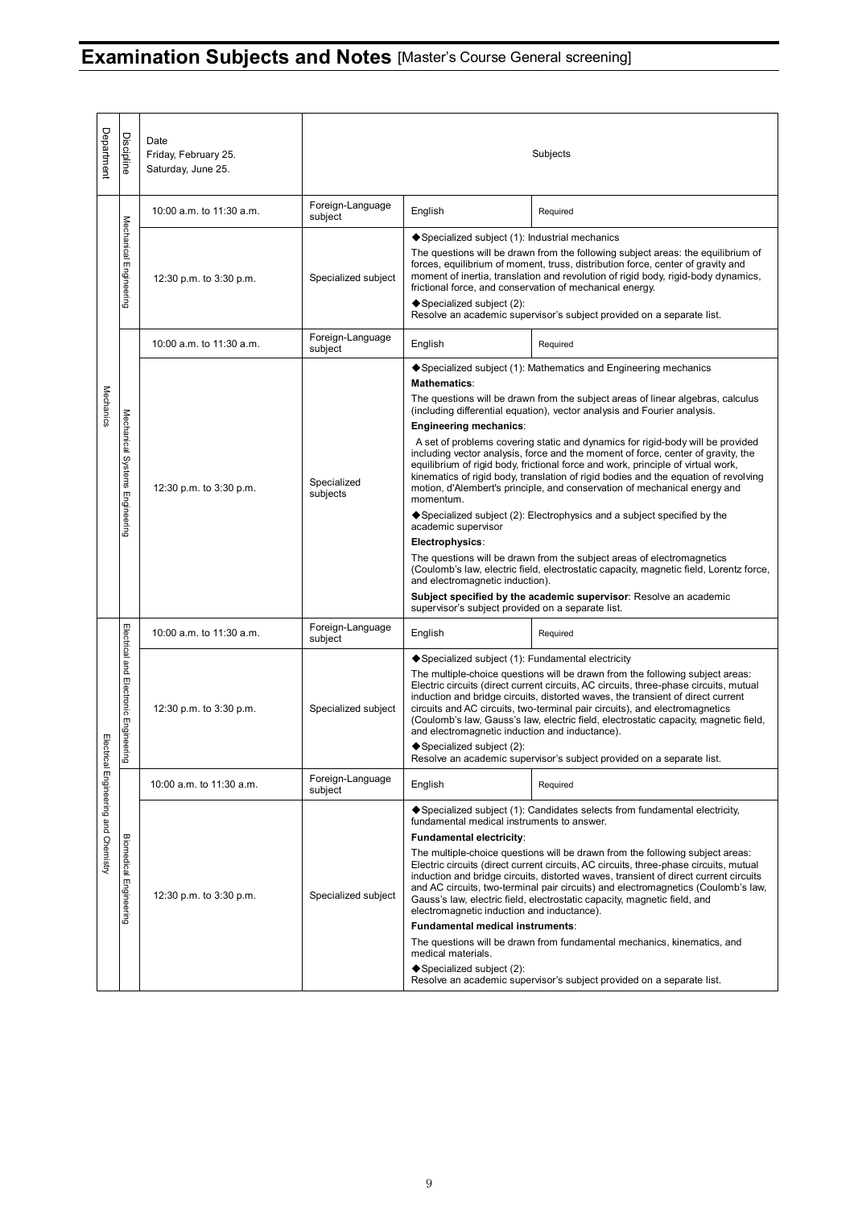# Examination Subjects and Notes [Master's Course General screening]

| Department | Discipline | Date<br>Friday, February 25.<br>Saturday, June 25. | Subjects | | |
|---|---|---|---|---|---|
| Mechanics | Mechanical Engineering | 10:00 a.m. to 11:30 a.m. | Foreign-Language subject | English | Required |
| | | 12:30 p.m. to 3:30 p.m. | Specialized subject | ◆Specialized subject (1): Industrial mechanics<br>The questions will be drawn from the following subject areas: the equilibrium of forces, equilibrium of moment, truss, distribution force, center of gravity and moment of inertia, translation and revolution of rigid body, rigid-body dynamics, frictional force, and conservation of mechanical energy.<br>◆Specialized subject (2):<br>Resolve an academic supervisor's subject provided on a separate list. | |
| | Mechanical Systems Engineering | 10:00 a.m. to 11:30 a.m. | Foreign-Language subject | English | Required |
| | | 12:30 p.m. to 3:30 p.m. | Specialized subjects | ◆Specialized subject (1): Mathematics and Engineering mechanics<br>**Mathematics**:<br>The questions will be drawn from the subject areas of linear algebras, calculus (including differential equation), vector analysis and Fourier analysis.<br>**Engineering mechanics**:<br>A set of problems covering static and dynamics for rigid-body will be provided including vector analysis, force and the moment of force, center of gravity, the equilibrium of rigid body, frictional force and work, principle of virtual work, kinematics of rigid body, translation of rigid bodies and the equation of revolving motion, d'Alembert's principle, and conservation of mechanical energy and momentum.<br>◆Specialized subject (2): Electrophysics and a subject specified by the academic supervisor<br>**Electrophysics**:<br>The questions will be drawn from the subject areas of electromagnetics (Coulomb's law, electric field, electrostatic capacity, magnetic field, Lorentz force, and electromagnetic induction).<br>**Subject specified by the academic supervisor**: Resolve an academic supervisor's subject provided on a separate list. | |
| Electrical Engineering and Chemistry | Electrical and Electronic Engineering | 10:00 a.m. to 11:30 a.m. | Foreign-Language subject | English | Required |
| | | 12:30 p.m. to 3:30 p.m. | Specialized subject | ◆Specialized subject (1): Fundamental electricity<br>The multiple-choice questions will be drawn from the following subject areas: Electric circuits (direct current circuits, AC circuits, three-phase circuits, mutual induction and bridge circuits, distorted waves, the transient of direct current circuits and AC circuits, two-terminal pair circuits), and electromagnetics (Coulomb's law, Gauss's law, electric field, electrostatic capacity, magnetic field, and electromagnetic induction and inductance).<br>◆Specialized subject (2):<br>Resolve an academic supervisor's subject provided on a separate list. | |
| | Biomedical Engineering | 10:00 a.m. to 11:30 a.m. | Foreign-Language subject | English | Required |
| | | 12:30 p.m. to 3:30 p.m. | Specialized subject | ◆Specialized subject (1): Candidates selects from fundamental electricity, fundamental medical instruments to answer.<br>**Fundamental electricity**:<br>The multiple-choice questions will be drawn from the following subject areas: Electric circuits (direct current circuits, AC circuits, three-phase circuits, mutual induction and bridge circuits, distorted waves, transient of direct current circuits and AC circuits, two-terminal pair circuits) and electromagnetics (Coulomb's law, Gauss's law, electric field, electrostatic capacity, magnetic field, and electromagnetic induction and inductance).<br>**Fundamental medical instruments**:<br>The questions will be drawn from fundamental mechanics, kinematics, and medical materials.<br>◆Specialized subject (2):<br>Resolve an academic supervisor's subject provided on a separate list. | |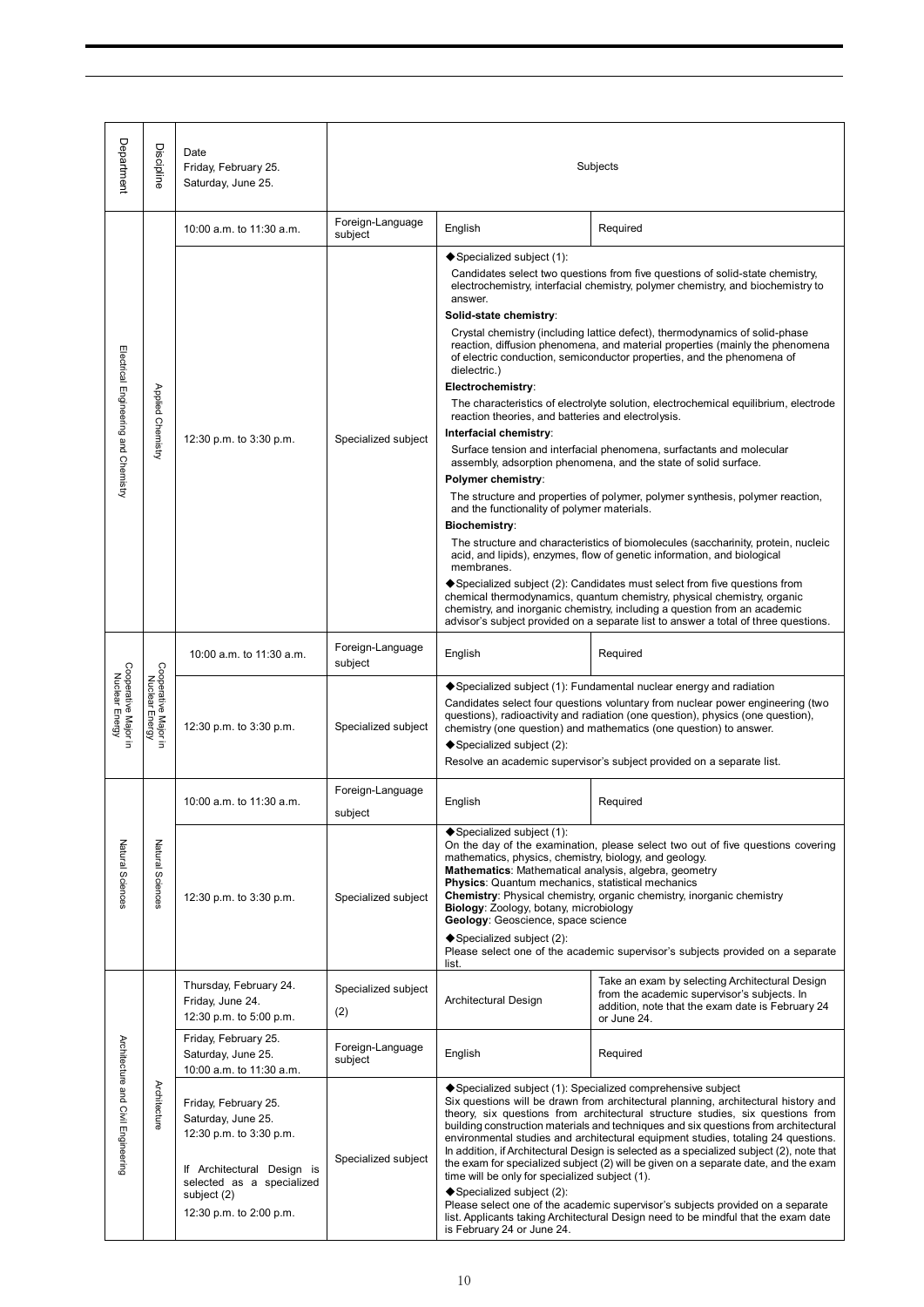| Department | Discipline | Date<br>Friday, February 25.<br>Saturday, June 25. | Subjects | | |
|---|---|---|---|---|---|
| Electrical Engineering and Chemistry | Applied Chemistry | 10:00 a.m. to 11:30 a.m. | Foreign-Language subject | English | Required |
| | | 12:30 p.m. to 3:30 p.m. | Specialized subject | ◆Specialized subject (1):<br>Candidates select two questions from five questions of solid-state chemistry, electrochemistry, interfacial chemistry, polymer chemistry, and biochemistry to answer.<br>**Solid-state chemistry**:<br>Crystal chemistry (including lattice defect), thermodynamics of solid-phase reaction, diffusion phenomena, and material properties (mainly the phenomena of electric conduction, semiconductor properties, and the phenomena of dielectric.)<br>**Electrochemistry**:<br>The characteristics of electrolyte solution, electrochemical equilibrium, electrode reaction theories, and batteries and electrolysis.<br>**Interfacial chemistry**:<br>Surface tension and interfacial phenomena, surfactants and molecular assembly, adsorption phenomena, and the state of solid surface.<br>**Polymer chemistry**:<br>The structure and properties of polymer, polymer synthesis, polymer reaction, and the functionality of polymer materials.<br>**Biochemistry**:<br>The structure and characteristics of biomolecules (saccharinity, protein, nucleic acid, and lipids), enzymes, flow of genetic information, and biological membranes.<br>◆Specialized subject (2): Candidates must select from five questions from chemical thermodynamics, quantum chemistry, physical chemistry, organic chemistry, and inorganic chemistry, including a question from an academic advisor's subject provided on a separate list to answer a total of three questions. | |
| Cooperative Major in Nuclear Energy | Cooperative Major in Nuclear Energy | 10:00 a.m. to 11:30 a.m. | Foreign-Language subject | English | Required |
| | | 12:30 p.m. to 3:30 p.m. | Specialized subject | ◆Specialized subject (1): Fundamental nuclear energy and radiation<br>Candidates select four questions voluntary from nuclear power engineering (two questions), radioactivity and radiation (one question), physics (one question), chemistry (one question) and mathematics (one question) to answer.<br>◆Specialized subject (2):<br>Resolve an academic supervisor's subject provided on a separate list. | |
| Natural Sciences | Natural Sciences | 10:00 a.m. to 11:30 a.m. | Foreign-Language subject | English | Required |
| | | 12:30 p.m. to 3:30 p.m. | Specialized subject | ◆Specialized subject (1):<br>On the day of the examination, please select two out of five questions covering mathematics, physics, chemistry, biology, and geology.<br>**Mathematics**: Mathematical analysis, algebra, geometry<br>**Physics**: Quantum mechanics, statistical mechanics<br>**Chemistry**: Physical chemistry, organic chemistry, inorganic chemistry<br>**Biology**: Zoology, botany, microbiology<br>**Geology**: Geoscience, space science<br>◆Specialized subject (2):<br>Please select one of the academic supervisor's subjects provided on a separate list. | |
| Architecture and Civil Engineering | Architecture | Thursday, February 24.<br>Friday, June 24.<br>12:30 p.m. to 5:00 p.m. | Specialized subject (2) | Architectural Design | Take an exam by selecting Architectural Design from the academic supervisor's subjects. In addition, note that the exam date is February 24 or June 24. |
| | | Friday, February 25.<br>Saturday, June 25.<br>10:00 a.m. to 11:30 a.m. | Foreign-Language subject | English | Required |
| | | Friday, February 25.<br>Saturday, June 25.<br>12:30 p.m. to 3:30 p.m.<br><br>If Architectural Design is selected as a specialized subject (2)<br>12:30 p.m. to 2:00 p.m. | Specialized subject | ◆Specialized subject (1): Specialized comprehensive subject<br>Six questions will be drawn from architectural planning, architectural history and theory, six questions from architectural structure studies, six questions from building construction materials and techniques and six questions from architectural environmental studies and architectural equipment studies, totaling 24 questions. In addition, if Architectural Design is selected as a specialized subject (2), note that the exam for specialized subject (2) will be given on a separate date, and the exam time will be only for specialized subject (1).<br>◆Specialized subject (2):<br>Please select one of the academic supervisor's subjects provided on a separate list. Applicants taking Architectural Design need to be mindful that the exam date is February 24 or June 24. | |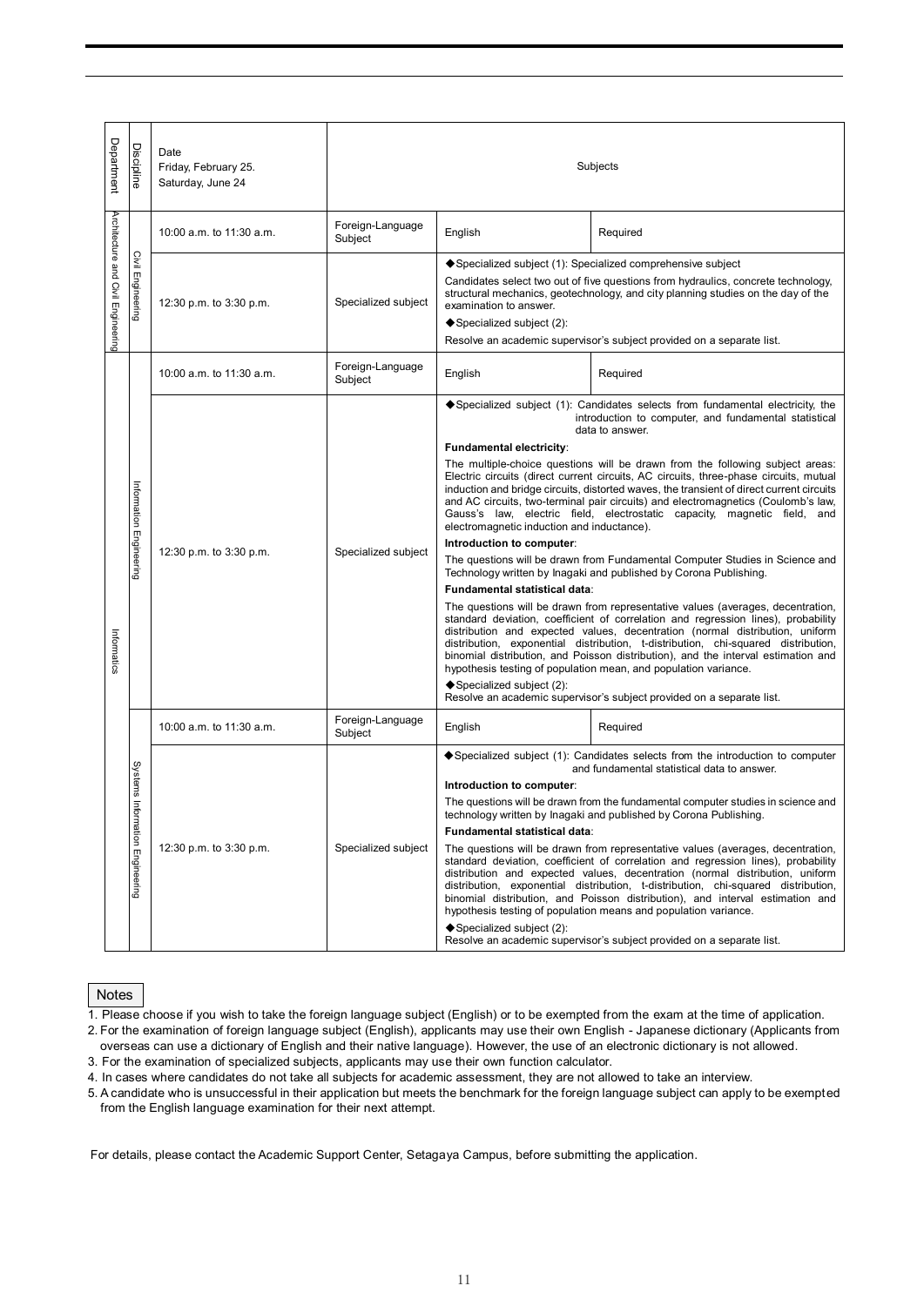| Department | Discipline | Date<br>Friday, February 25.<br>Saturday, June 24 | Subjects | | |
|---|---|---|---|---|---|
| Architecture and Civil Engineering | Civil Engineering | 10:00 a.m. to 11:30 a.m. | Foreign-Language Subject | English | Required |
| | | 12:30 p.m. to 3:30 p.m. | Specialized subject | ◆Specialized subject (1): Specialized comprehensive subject<br>Candidates select two out of five questions from hydraulics, concrete technology, structural mechanics, geotechnology, and city planning studies on the day of the examination to answer.<br>◆Specialized subject (2):<br>Resolve an academic supervisor's subject provided on a separate list. | |
| Informatics | Information Engineering | 10:00 a.m. to 11:30 a.m. | Foreign-Language Subject | English | Required |
| | | 12:30 p.m. to 3:30 p.m. | Specialized subject | ◆Specialized subject (1): Candidates selects from fundamental electricity, the introduction to computer, and fundamental statistical data to answer.<br>**Fundamental electricity**:<br>The multiple-choice questions will be drawn from the following subject areas: Electric circuits (direct current circuits, AC circuits, three-phase circuits, mutual induction and bridge circuits, distorted waves, the transient of direct current circuits and AC circuits, two-terminal pair circuits) and electromagnetics (Coulomb's law, Gauss's law, electric field, electrostatic capacity, magnetic field, and electromagnetic induction and inductance).<br>**Introduction to computer**:<br>The questions will be drawn from Fundamental Computer Studies in Science and Technology written by Inagaki and published by Corona Publishing.<br>**Fundamental statistical data**:<br>The questions will be drawn from representative values (averages, decentration, standard deviation, coefficient of correlation and regression lines), probability distribution and expected values, decentration (normal distribution, uniform distribution, exponential distribution, t-distribution, chi-squared distribution, binomial distribution, and Poisson distribution), and the interval estimation and hypothesis testing of population mean, and population variance.<br>◆Specialized subject (2):<br>Resolve an academic supervisor's subject provided on a separate list. | |
| | Systems Information Engineering | 10:00 a.m. to 11:30 a.m. | Foreign-Language Subject | English | Required |
| | | 12:30 p.m. to 3:30 p.m. | Specialized subject | ◆Specialized subject (1): Candidates selects from the introduction to computer and fundamental statistical data to answer.<br>**Introduction to computer**:<br>The questions will be drawn from the fundamental computer studies in science and technology written by Inagaki and published by Corona Publishing.<br>**Fundamental statistical data**:<br>The questions will be drawn from representative values (averages, decentration, standard deviation, coefficient of correlation and regression lines), probability distribution and expected values, decentration (normal distribution, uniform distribution, exponential distribution, t-distribution, chi-squared distribution, binomial distribution, and Poisson distribution), and interval estimation and hypothesis testing of population means and population variance.<br>◆Specialized subject (2):<br>Resolve an academic supervisor's subject provided on a separate list. | |

**Notes**

1. Please choose if you wish to take the foreign language subject (English) or to be exempted from the exam at the time of application.
2. For the examination of foreign language subject (English), applicants may use their own English - Japanese dictionary (Applicants from overseas can use a dictionary of English and their native language). However, the use of an electronic dictionary is not allowed.
3. For the examination of specialized subjects, applicants may use their own function calculator.
4. In cases where candidates do not take all subjects for academic assessment, they are not allowed to take an interview.
5. A candidate who is unsuccessful in their application but meets the benchmark for the foreign language subject can apply to be exempted from the English language examination for their next attempt.

For details, please contact the Academic Support Center, Setagaya Campus, before submitting the application.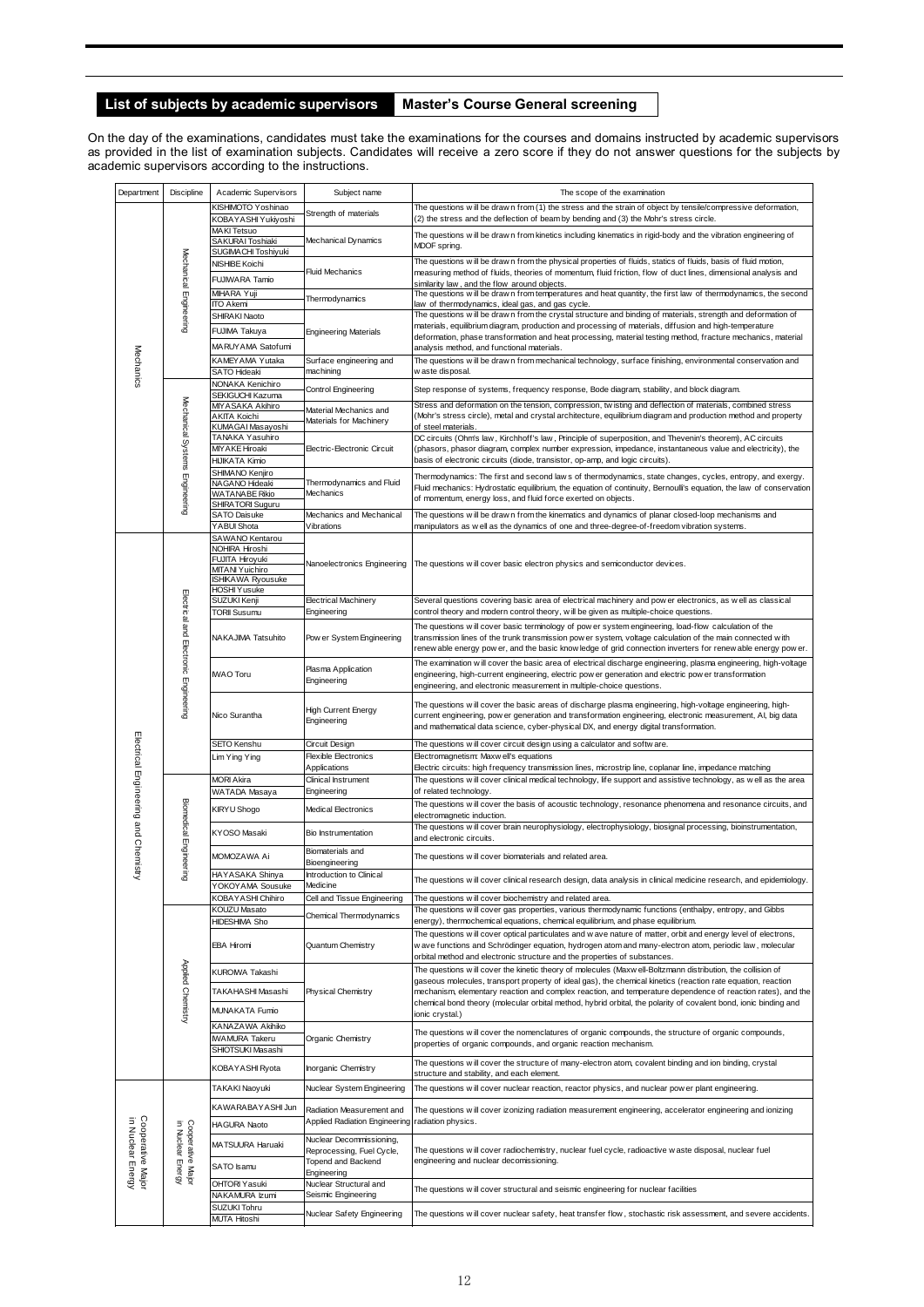## List of subjects by academic supervisors | Master's Course General screening

On the day of the examinations, candidates must take the examinations for the courses and domains instructed by academic supervisors as provided in the list of examination subjects. Candidates will receive a zero score if they do not answer questions for the subjects by academic supervisors according to the instructions.

| Department | Discipline | Academic Supervisors | Subject name | The scope of the examination |
|---|---|---|---|---|
| Mechanics | Mechanical Engineering | KISHIMOTO Yoshinao<br>KOBAYASHI Yukiyoshi | Strength of materials | The questions will be drawn from (1) the stress and the strain of object by tensile/compressive deformation, (2) the stress and the deflection of beam by bending and (3) the Mohr's stress circle. |
| | | MAKI Tetsuo<br>SAKURAI Toshiaki<br>SUGIMACHI Toshiyuki | Mechanical Dynamics | The questions will be drawn from kinetics including kinematics in rigid-body and the vibration engineering of MDOF spring. |
| | | NISHIBE Koichi<br>FUJIWARA Tamio | Fluid Mechanics | The questions will be drawn from the physical properties of fluids, statics of fluids, basis of fluid motion, measuring method of fluids, theories of momentum, fluid friction, flow of duct lines, dimensional analysis and similarity law, and the flow around objects. |
| | | MIHARA Yuji<br>ITO Akemi | Thermodynamics | The questions will be drawn from temperatures and heat quantity, the first law of thermodynamics, the second law of thermodynamics, ideal gas, and gas cycle. |
| | | SHIRAKI Naoto<br>FUJIMA Takuya<br>MARUYAMA Satofumi | Engineering Materials | The questions will be drawn from the crystal structure and binding of materials, strength and deformation of materials, equilibrium diagram, production and processing of materials, diffusion and high-temperature deformation, phase transformation and heat processing, material testing method, fracture mechanics, material analysis method, and functional materials. |
| | | KAMEYAMA Yutaka<br>SATO Hideaki | Surface engineering and machining | The questions will be drawn from mechanical technology, surface finishing, environmental conservation and waste disposal. |
| | Mechanical Systems Engineering | NONAKA Kenichiro<br>SEKIGUCHI Kazuma | Control Engineering | Step response of systems, frequency response, Bode diagram, stability, and block diagram. |
| | | MIYASAKA Akihiro<br>AKITA Koichi<br>KUMAGAI Masayoshi | Material Mechanics and Materials for Machinery | Stress and deformation on the tension, compression, twisting and deflection of materials, combined stress (Mohr's stress circle), metal and crystal architecture, equilibrium diagram and production method and property of steel materials. |
| | | TANAKA Yasuhiro<br>MIYAKE Hiroaki<br>HIJIKATA Kimio | Electric-Electronic Circuit | DC circuits (Ohm's law, Kirchhoff's law, Principle of superposition, and Thevenin's theorem), AC circuits (phasors, phasor diagram, complex number expression, impedance, instantaneous value and electricity), the basis of electronic circuits (diode, transistor, op-amp, and logic circuits). |
| | | SHIMANO Kenjiro<br>NAGANO Hideaki<br>WATANABE Rikio<br>SHIRATORI Suguru | Thermodynamics and Fluid Mechanics | Thermodynamics: The first and second laws of thermodynamics, state changes, cycles, entropy, and exergy. Fluid mechanics: Hydrostatic equilibrium, the equation of continuity, Bernoulli's equation, the law of conservation of momentum, energy loss, and fluid force exerted on objects. |
| | | SATO Daisuke<br>YABUI Shota | Mechanics and Mechanical Vibrations | The questions will be drawn from the kinematics and dynamics of planar closed-loop mechanisms and manipulators as well as the dynamics of one and three-degree-of-freedom vibration systems. |
| Electrical Engineering and Chemistry | Electrical and Electronic Engineering | SAWANO Kentarou<br>NOHIRA Hiroshi<br>FUJITA Hiroyuki<br>MITANI Yuichiro<br>ISHIKAWA Ryousuke<br>HOSHI Yusuke | Nanoelectronics Engineering | The questions will cover basic electron physics and semiconductor devices. |
| | | SUZUKI Kenji<br>TORII Susumu | Electrical Machinery Engineering | Several questions covering basic area of electrical machinery and power electronics, as well as classical control theory and modern control theory, will be given as multiple-choice questions. |
| | | NAKAJIMA Tatsuhito | Power System Engineering | The questions will cover basic terminology of power system engineering, load-flow calculation of the transmission lines of the trunk transmission power system, voltage calculation of the main connected with renewable energy power, and the basic knowledge of grid connection inverters for renewable energy power. |
| | | IWAO Toru | Plasma Application Engineering | The examination will cover the basic area of electrical discharge engineering, plasma engineering, high-voltage engineering, high-current engineering, electric power generation and electric power transformation engineering, and electronic measurement in multiple-choice questions. |
| | | Nico Surantha | High Current Energy Engineering | The questions will cover the basic areas of discharge plasma engineering, high-voltage engineering, high-current engineering, power generation and transformation engineering, electronic measurement, AI, big data and mathematical data science, cyber-physical DX, and energy digital transformation. |
| | | SETO Kenshu | Circuit Design | The questions will cover circuit design using a calculator and software. |
| | | Lim Ying Ying | Flexible Electronics Applications | Electromagnetism: Maxwell's equations<br>Electric circuits: high frequency transmission lines, microstrip line, coplanar line, impedance matching |
| | Biomedical Engineering | MORI Akira<br>WATADA Masaya | Clinical Instrument Engineering | The questions will cover clinical medical technology, life support and assistive technology, as well as the area of related technology. |
| | | KIRYU Shogo | Medical Electronics | The questions will cover the basis of acoustic technology, resonance phenomena and resonance circuits, and electromagnetic induction. |
| | | KYOSO Masaki | Bio Instrumentation | The questions will cover brain neurophysiology, electrophysiology, biosignal processing, bioinstrumentation, and electronic circuits. |
| | | MOMOZAWA Ai | Biomaterials and Bioengineering | The questions will cover biomaterials and related area. |
| | | HAYASAKA Shinya<br>YOKOYAMA Sousuke | Introduction to Clinical Medicine | The questions will cover clinical research design, data analysis in clinical medicine research, and epidemiology. |
| | | KOBAYASHI Chihiro | Cell and Tissue Engineering | The questions will cover biochemistry and related area. |
| | Applied Chemistry | KOUZU Masato<br>HIDESHIMA Sho | Chemical Thermodynamics | The questions will cover gas properties, various thermodynamic functions (enthalpy, entropy, and Gibbs energy), thermochemical equations, chemical equilibrium, and phase equilibrium. |
| | | EBA Hiromi | Quantum Chemistry | The questions will cover optical particulates and wave nature of matter, orbit and energy level of electrons, wave functions and Schrödinger equation, hydrogen atom and many-electron atom, periodic law, molecular orbital method and electronic structure and the properties of substances. |
| | | KUROIWA Takashi<br>TAKAHASHI Masashi<br>MUNAKATA Fumio | Physical Chemistry | The questions will cover the kinetic theory of molecules (Maxwell-Boltzmann distribution, the collision of gaseous molecules, transport property of ideal gas), the chemical kinetics (reaction rate equation, reaction mechanism, elementary reaction and complex reaction, and temperature dependence of reaction rates), and the chemical bond theory (molecular orbital method, hybrid orbital, the polarity of covalent bond, ionic binding and ionic crystal.) |
| | | KANAZAWA Akihiko<br>IWAMURA Takeru<br>SHIOTSUKI Masashi | Organic Chemistry | The questions will cover the nomenclatures of organic compounds, the structure of organic compounds, properties of organic compounds, and organic reaction mechanism. |
| | | KOBAYASHI Ryota | Inorganic Chemistry | The questions will cover the structure of many-electron atom, covalent binding and ion binding, crystal structure and stability, and each element. |
| Cooperative Major in Nuclear Energy | Cooperative Major in Nuclear Energy | TAKAKI Naoyuki | Nuclear System Engineering | The questions will cover nuclear reaction, reactor physics, and nuclear power plant engineering. |
| | | KAWARABAYASHI Jun<br>HAGURA Naoto | Radiation Measurement and Applied Radiation Engineering | The questions will cover izonizing radiation measurement engineering, accelerator engineering and ionizing radiation physics. |
| | | MATSUURA Haruaki<br>SATO Isamu | Nuclear Decommissioning, Reprocessing, Fuel Cycle, Topend and Backend Engineering | The questions will cover radiochemistry, nuclear fuel cycle, radioactive waste disposal, nuclear fuel engineering and nuclear decomissioning. |
| | | OHTORI Yasuki<br>NAKAMURA Izumi | Nuclear Structural and Seismic Engineering | The questions will cover structural and seismic engineering for nuclear facilities |
| | | SUZUKI Tohru<br>MUTA Hitoshi | Nuclear Safety Engineering | The questions will cover nuclear safety, heat transfer flow, stochastic risk assessment, and severe accidents. |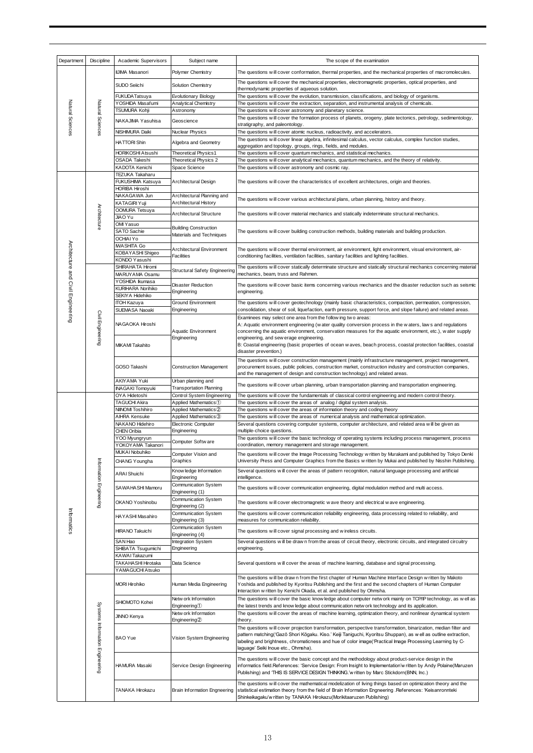| Department | Discipline | Academic Supervisors | Subject name | The scope of the examination |
|---|---|---|---|---|
| Natural Sciences | Natural Sciences | IIJIMA Masanori | Polymer Chemistry | The questions will cover conformation, thermal properties, and the mechanical properties of macromolecules. |
| | | SUDO Seiichi | Solution Chemistry | The questions will cover the mechanical properties, electromagnetic properties, optical properties, and thermodynamic properties of aqueous solution. |
| | | FUKUDA Tatsuya | Evolutionary Biology | The questions will cover the evolution, transmission, classifications, and biology of organisms. |
| | | YOSHIDA Masafumi | Analytical Chemistry | The questions will cover the extraction, separation, and instrumental analysis of chemicals. |
| | | TSUMURA Kohji | Astronomy | The questions will cover astronomy and planetary science. |
| | | NAKAJIMA Yasuhisa | Geoscience | The questions will cover the formation process of planets, orogeny, plate tectonics, petrology, sedimentology, stratigraphy, and paleontology. |
| | | NISHIMURA Daiki | Nuclear Physics | The questions will cover atomic nucleus, radioactivity, and accelerators. |
| | | HATTORI Shin | Algebra and Geometry | The questions will cover linear algebra, infinitesimal calculus, vector calculus, complex function studies, aggregation and topology, groups, rings, fields, and modules. |
| | | HORIKOSHI Atsushi | Theoretical Physics1 | The questions will cover quantum mechanics, and statistical mechanics. |
| | | OSADA Takeshi | Theoretical Physics 2 | The questions will cover analytical mechanics, quantum mechanics, and the theory of relativity. |
| | | KADOTA Kenichi | Space Science | The questions will cover astronomy and cosmic ray. |
| Architecture and Civil Engineering | Architecture | TEZUKA Takaharu<br>FUKUSHIMA Katsuya<br>HORIBA Hiroshi | Architectural Design | The questions will cover the characteristics of excellent architectures, origin and theories. |
| | | NAKAGAWA Jun<br>KATAGIRI Yuji | Architectural Planning and Architectural History | The questions will cover various architectural plans, urban planning, history and theory. |
| | | OOMURA Tetsuya<br>JIAO Yu | Architectural Structure | The questions will cover material mechanics and statically indeterminate structural mechanics. |
| | | OMI Yasuo<br>SATO Sachie<br>OCHIAI Yo | Building Construction Materials and Techniques | The questions will cover building construction methods, building materials and building production. |
| | | IWASHITA Go<br>KOBAYASHI Shigeo<br>KONDO Yasushi | Architectural Environment Facilities | The questions will cover thermal environment, air environment, light environment, visual environment, air-conditioning facilities, ventilation facilities, sanitary facilities and lighting facilities. |
| | Civil Engineering | SHIRAHATA Hiromi<br>MARUYAMA Osamu | Structural Safety Engineering | The questions will cover statically determinate structure and statically structural mechanics concerning material mechanics, beam, truss and Rahmen. |
| | | YOSHIDA Ikumasa<br>KURIHARA Norihiko<br>SEKIYA Hidehiko | Disaster Reduction Engineering | The questions will cover basic items concerning various mechanics and the disaster reduction such as seismic engineering. |
| | | ITOH Kazuya<br>SUEMASA Naoaki | Ground Environment Engineering | The questions will cover geotechnology (mainly basic characteristics, compaction, permeation, compression, consolidation, shear of soil, liquefaction, earth pressure, support force, and slope failure) and related areas. |
| | | NAGAOKA Hiroshi<br>MIKAMI Takahito | Aquatic Environment Engineering | Examinees may select one area from the following two areas:<br>A: Aquatic environment engineering (water quality conversion process in the waters, laws and regulations concerning the aquatic environment, conservation measures for the aquatic environment, etc.), water supply engineering, and sewerage engineering.<br>B: Coastal engineering (basic properties of ocean waves, beach process, coastal protection facilities, coastal disaster prevention.) |
| | | GOSO Takashi | Construction Management | The questions will cover construction management (mainly infrastructure management, project management, procurement issues, public policies, construction market, construction industry and construction companies, and the management of design and construction technology) and related areas. |
| | | AKIYAMA Yuki<br>INAGAKI Tomoyuki | Urban planning and Transportation Planning | The questions will cover urban planning, urban transportation planning and transportation engineering. |
| Informatics | Information Engineering | OYA Hidetoshi | Control System Engineering | The questions will cover the fundamentals of classical control engineering and modern control theory. |
| | | TAGUCHI Akira | Applied Mathematics① | The questions will cover the areas of analog / digital system analysis. |
| | | NIINOMI Toshihiro | Applied Mathematics② | The questions will cover the areas of information theory and coding theory |
| | | AIHRA Kensuke | Applied Mathematics③ | The questions will cover the areas of numerical analysis and mathematical optimization. |
| | | NAKANO Hidehiro<br>CHEN Oribia | Electronic Computer Engineering | Several questions covering computer systems, computer architecture, and related area will be given as multiple-choice questions. |
| | | YOO Myungryun<br>YOKOYAMA Takanori | Computer Software | The questions will cover the basic technology of operating systems including process management, process coordination, memory management and storage management. |
| | | MUKAI Nobuhiko<br>CHANG Youngha | Computer Vision and Graphics | The questions will cover the Image Processing Technology written by Murakami and published by Tokyo Denki University Press and Computer Graphics from the Basics written by Mukai and published by Nisshin Publishing. |
| | | ARAI Shuichi | Knowledge Information Engineering | Several questions will cover the areas of pattern recognition, natural language processing and artificial intelligence. |
| | | SAWAHASHI Mamoru | Communication System Engineering (1) | The questions will cover communication engineering, digital modulation method and multi access. |
| | | OKANO Yoshinobu | Communication System Engineering (2) | The questions will cover electromagnetic wave theory and electrical wave engineering. |
| | | HAYASHI Masahiro | Communication System Engineering (3) | The questions will cover communication reliability engineering, data processing related to reliability, and measures for communication reliability. |
| | | HIRANO Takuichi | Communication System Engineering (4) | The questions will cover signal processing and wireless circuits. |
| | | SAN Hao<br>SHIBATA Tsugumichi | Integration System Engineering | Several questions will be drawn from the areas of circuit theory, electronic circuits, and integrated circuitry engineering. |
| | | KAWAI Takazumi<br>TAKAHASHI Hirotaka<br>YAMAGUCHI Atsuko | Data Science | Several questions will cover the areas of machine learning, database and signal processing. |
| | Systems Information Engineering | MORI Hirohiko | Human Media Engineering | The questions will be drawn from the first chapter of Human Machine Interface Design written by Makoto Yoshida and published by Kyoritsu Publishing and the first and the second chapters of Human Computer Interaction written by Kenichi Okada, et al. and published by Ohmsha. |
| | | SHIOMOTO Kohei | Network Information Engineering① | The questions will cover the basic knowledge about computer network mainly on TCP/IP technology, as well as the latest trends and knowledge about communication network technology and its application. |
| | | JINNO Kenya | Network Information Engineering② | The questions will cover the areas of machine learning, optimization theory, and nonlinear dynamical system theory. |
| | | BAO Yue | Vision System Engineering | The questions will cover projection transformation, perspective transformation, binarization, median filter and pattern matching('Gazō Shori Kōgaku. Kiso.' Keiji Taniguchi, Kyoritsu Shuppan), as well as outline extraction, labeling and brightness, chromaticness and hue of color image('Practical Image Processing Learning by C-laguage' Seiki Inoue etc., Ohmsha). |
| | | HAMURA Masaki | Service Design Engineering | The questions will cover the basic concept and the methodology about product-service design in the informatics field.References: 'Service Design: From Insight to Implementation'written by Andy Polaine(Maruzen Publishing) and 'THIS IS SERVICE DESIGN THINKING.'written by Marc Stickdorn(BNN, Inc.) |
| | | TANAKA Hirokazu | Brain Information Engineering | The questions will cover the mathematical modelization of living things based on optimization theory and the statistical estimation theory from the field of Brain Information Engneering .References: 'Keisanronnteki Shinkeikagaku'written by TANAKA Hirokazu(Morikitaaruzen Publishing) |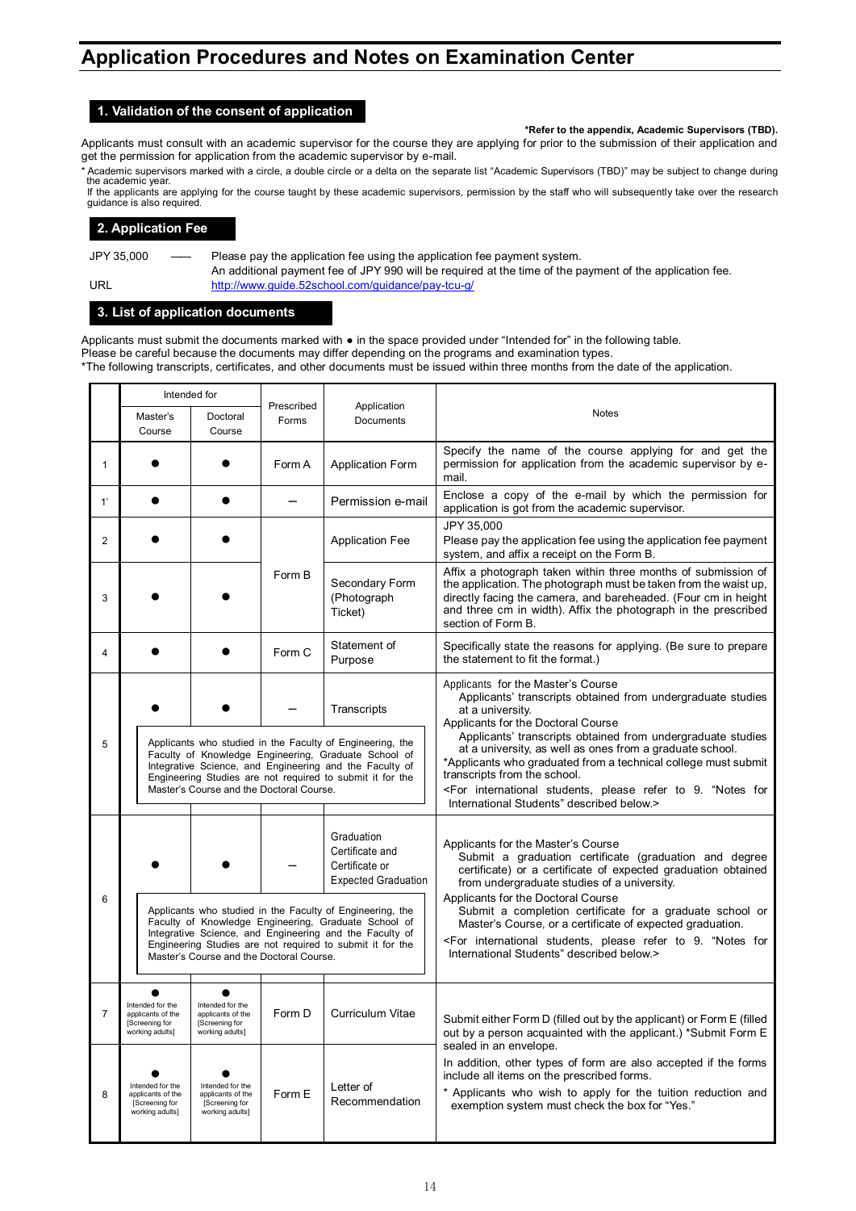# Application Procedures and Notes on Examination Center

## 1. Validation of the consent of application

**\*Refer to the appendix, Academic Supervisors (TBD).**

Applicants must consult with an academic supervisor for the course they are applying for prior to the submission of their application and get the permission for application from the academic supervisor by e-mail.

\* Academic supervisors marked with a circle, a double circle or a delta on the separate list "Academic Supervisors (TBD)" may be subject to change during the academic year.
If the applicants are applying for the course taught by these academic supervisors, permission by the staff who will subsequently take over the research guidance is also required.

## 2. Application Fee

JPY 35,000 —— Please pay the application fee using the application fee payment system.
An additional payment fee of JPY 990 will be required at the time of the payment of the application fee.

URL http://www.guide.52school.com/guidance/pay-tcu-g/

## 3. List of application documents

Applicants must submit the documents marked with ● in the space provided under "Intended for" in the following table.
Please be careful because the documents may differ depending on the programs and examination types.
\*The following transcripts, certificates, and other documents must be issued within three months from the date of the application.

| | Intended for | | Prescribed Forms | Application Documents | Notes |
|---|---|---|---|---|---|
| | Master's Course | Doctoral Course | | | |
| 1 | ● | ● | Form A | Application Form | Specify the name of the course applying for and get the permission for application from the academic supervisor by e-mail. |
| 1' | ● | ● | – | Permission e-mail | Enclose a copy of the e-mail by which the permission for application is got from the academic supervisor. |
| 2 | ● | ● | Form B | Application Fee | JPY 35,000<br>Please pay the application fee using the application fee payment system, and affix a receipt on the Form B. |
| 3 | ● | ● | Form B | Secondary Form (Photograph Ticket) | Affix a photograph taken within three months of submission of the application. The photograph must be taken from the waist up, directly facing the camera, and bareheaded. (Four cm in height and three cm in width). Affix the photograph in the prescribed section of Form B. |
| 4 | ● | ● | Form C | Statement of Purpose | Specifically state the reasons for applying. (Be sure to prepare the statement to fit the format.) |
| 5 | ●<br>Applicants who studied in the Faculty of Engineering, the Faculty of Knowledge Engineering, Graduate School of Integrative Science, and Engineering and the Faculty of Engineering Studies are not required to submit it for the Master's Course and the Doctoral Course. | ● | – | Transcripts | Applicants for the Master's Course<br>Applicants' transcripts obtained from undergraduate studies at a university.<br>Applicants for the Doctoral Course<br>Applicants' transcripts obtained from undergraduate studies at a university, as well as ones from a graduate school.<br>\*Applicants who graduated from a technical college must submit transcripts from the school.<br><For international students, please refer to 9. "Notes for International Students" described below.> |
| 6 | ●<br>Applicants who studied in the Faculty of Engineering, the Faculty of Knowledge Engineering, Graduate School of Integrative Science, and Engineering and the Faculty of Engineering Studies are not required to submit it for the Master's Course and the Doctoral Course. | ● | – | Graduation Certificate and Certificate or Expected Graduation | Applicants for the Master's Course<br>Submit a graduation certificate (graduation and degree certificate) or a certificate of expected graduation obtained from undergraduate studies of a university.<br>Applicants for the Doctoral Course<br>Submit a completion certificate for a graduate school or Master's Course, or a certificate of expected graduation.<br><For international students, please refer to 9. "Notes for International Students" described below.> |
| 7 | ●<br>Intended for the applicants of the [Screening for working adults] | ●<br>Intended for the applicants of the [Screening for working adults] | Form D | Curriculum Vitae | Submit either Form D (filled out by the applicant) or Form E (filled out by a person acquainted with the applicant.) \*Submit Form E sealed in an envelope.<br>In addition, other types of form are also accepted if the forms include all items on the prescribed forms.<br>\* Applicants who wish to apply for the tuition reduction and exemption system must check the box for "Yes." |
| 8 | ●<br>Intended for the applicants of the [Screening for working adults] | ●<br>Intended for the applicants of the [Screening for working adults] | Form E | Letter of Recommendation | |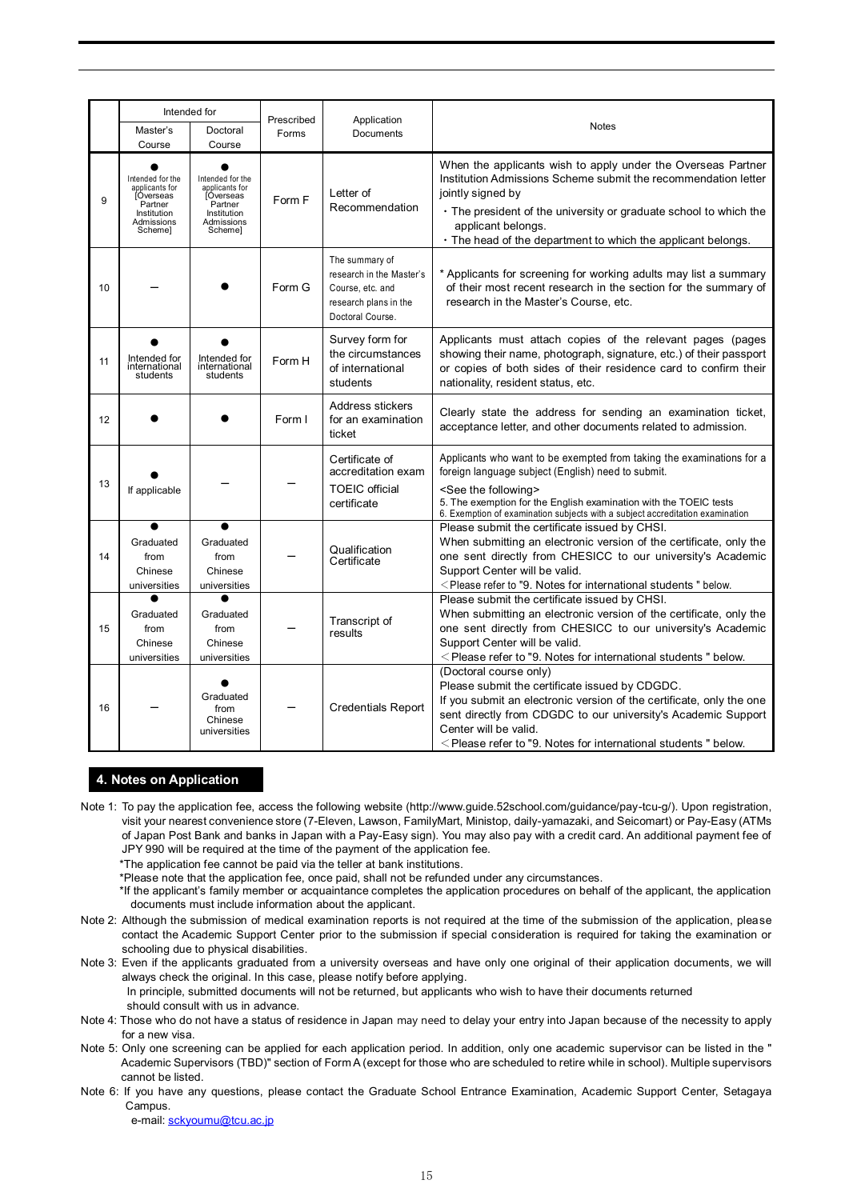| | Intended for | | Prescribed Forms | Application Documents | Notes |
|---|---|---|---|---|---|
| | Master's Course | Doctoral Course | | | |
| 9 | ● Intended for the applicants for [Overseas Partner Institution Admissions Scheme] | ● Intended for the applicants for [Overseas Partner Institution Admissions Scheme] | Form F | Letter of Recommendation | When the applicants wish to apply under the Overseas Partner Institution Admissions Scheme submit the recommendation letter jointly signed by<br>・The president of the university or graduate school to which the applicant belongs.<br>・The head of the department to which the applicant belongs. |
| 10 | — | ● | Form G | The summary of research in the Master's Course, etc. and research plans in the Doctoral Course. | * Applicants for screening for working adults may list a summary of their most recent research in the section for the summary of research in the Master's Course, etc. |
| 11 | ● Intended for international students | ● Intended for international students | Form H | Survey form for the circumstances of international students | Applicants must attach copies of the relevant pages (pages showing their name, photograph, signature, etc.) of their passport or copies of both sides of their residence card to confirm their nationality, resident status, etc. |
| 12 | ● | ● | Form I | Address stickers for an examination ticket | Clearly state the address for sending an examination ticket, acceptance letter, and other documents related to admission. |
| 13 | ● If applicable | — | — | Certificate of accreditation exam<br>TOEIC official certificate | Applicants who want to be exempted from taking the examinations for a foreign language subject (English) need to submit.<br><See the following><br>5. The exemption for the English examination with the TOEIC tests<br>6. Exemption of examination subjects with a subject accreditation examination |
| 14 | ● Graduated from Chinese universities | ● Graduated from Chinese universities | — | Qualification Certificate | Please submit the certificate issued by CHSI.<br>When submitting an electronic version of the certificate, only the one sent directly from CHESICC to our university's Academic Support Center will be valid.<br><Please refer to "9. Notes for international students " below. |
| 15 | ● Graduated from Chinese universities | ● Graduated from Chinese universities | — | Transcript of results | Please submit the certificate issued by CHSI.<br>When submitting an electronic version of the certificate, only the one sent directly from CHESICC to our university's Academic Support Center will be valid.<br><Please refer to "9. Notes for international students " below. |
| 16 | — | ● Graduated from Chinese universities | — | Credentials Report | (Doctoral course only)<br>Please submit the certificate issued by CDGDC.<br>If you submit an electronic version of the certificate, only the one sent directly from CDGDC to our university's Academic Support Center will be valid.<br><Please refer to "9. Notes for international students " below. |

## 4. Notes on Application

Note 1: To pay the application fee, access the following website (http://www.guide.52school.com/guidance/pay-tcu-g/). Upon registration, visit your nearest convenience store (7-Eleven, Lawson, FamilyMart, Ministop, daily-yamazaki, and Seicomart) or Pay-Easy (ATMs of Japan Post Bank and banks in Japan with a Pay-Easy sign). You may also pay with a credit card. An additional payment fee of JPY 990 will be required at the time of the payment of the application fee.

*The application fee cannot be paid via the teller at bank institutions.

*Please note that the application fee, once paid, shall not be refunded under any circumstances.

*If the applicant's family member or acquaintance completes the application procedures on behalf of the applicant, the application documents must include information about the applicant.

Note 2: Although the submission of medical examination reports is not required at the time of the submission of the application, please contact the Academic Support Center prior to the submission if special consideration is required for taking the examination or schooling due to physical disabilities.

Note 3: Even if the applicants graduated from a university overseas and have only one original of their application documents, we will always check the original. In this case, please notify before applying.

In principle, submitted documents will not be returned, but applicants who wish to have their documents returned should consult with us in advance.

Note 4: Those who do not have a status of residence in Japan may need to delay your entry into Japan because of the necessity to apply for a new visa.

Note 5: Only one screening can be applied for each application period. In addition, only one academic supervisor can be listed in the " Academic Supervisors (TBD)" section of Form A (except for those who are scheduled to retire while in school). Multiple supervisors cannot be listed.

Note 6: If you have any questions, please contact the Graduate School Entrance Examination, Academic Support Center, Setagaya Campus.

e-mail: sckyoumu@tcu.ac.jp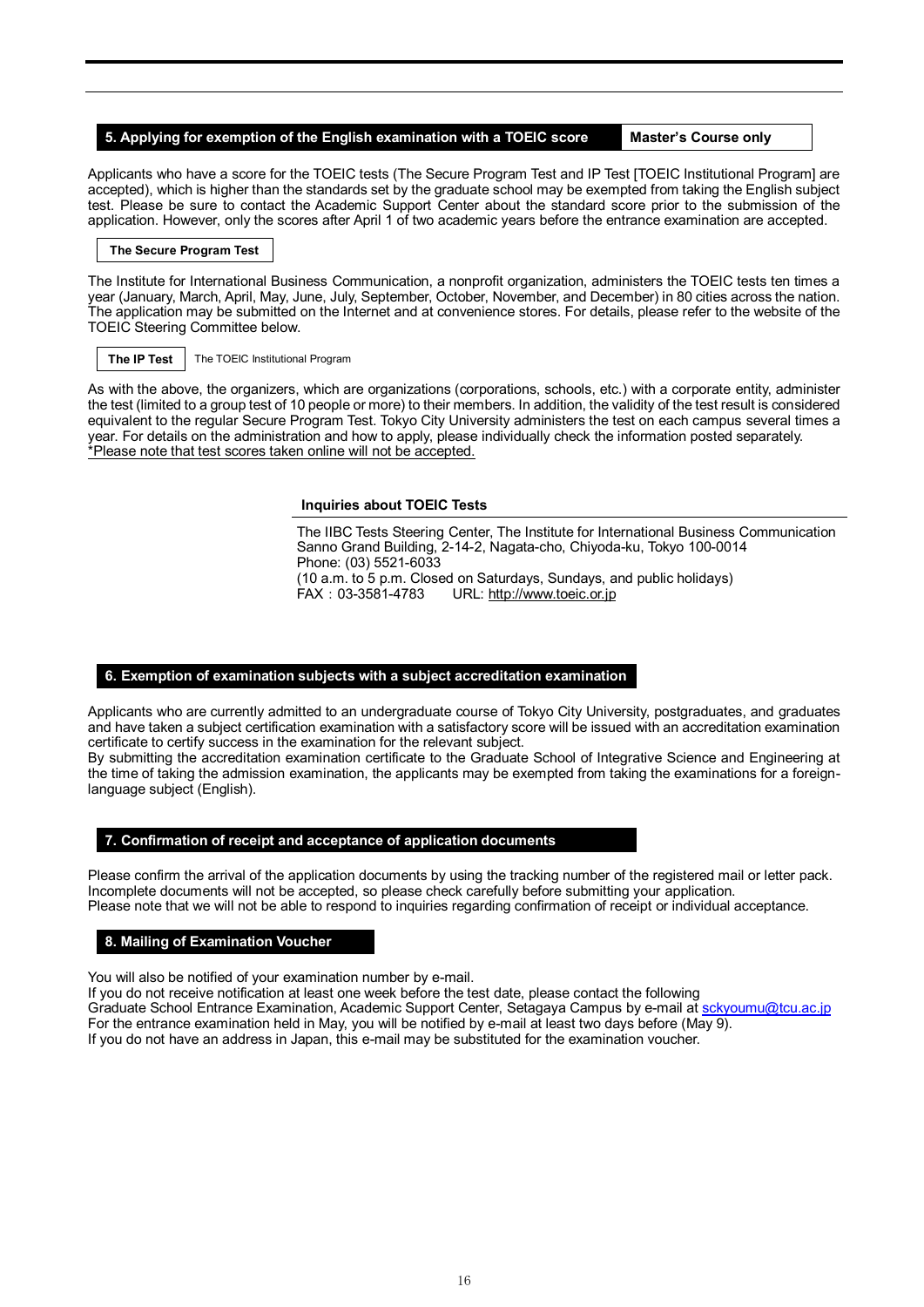## 5. Applying for exemption of the English examination with a TOEIC score

**Master's Course only**

Applicants who have a score for the TOEIC tests (The Secure Program Test and IP Test [TOEIC Institutional Program] are accepted), which is higher than the standards set by the graduate school may be exempted from taking the English subject test. Please be sure to contact the Academic Support Center about the standard score prior to the submission of the application. However, only the scores after April 1 of two academic years before the entrance examination are accepted.

**The Secure Program Test**

The Institute for International Business Communication, a nonprofit organization, administers the TOEIC tests ten times a year (January, March, April, May, June, July, September, October, November, and December) in 80 cities across the nation. The application may be submitted on the Internet and at convenience stores. For details, please refer to the website of the TOEIC Steering Committee below.

**The IP Test** The TOEIC Institutional Program

As with the above, the organizers, which are organizations (corporations, schools, etc.) with a corporate entity, administer the test (limited to a group test of 10 people or more) to their members. In addition, the validity of the test result is considered equivalent to the regular Secure Program Test. Tokyo City University administers the test on each campus several times a year. For details on the administration and how to apply, please individually check the information posted separately.
*Please note that test scores taken online will not be accepted.

**Inquiries about TOEIC Tests**

The IIBC Tests Steering Center, The Institute for International Business Communication
Sanno Grand Building, 2-14-2, Nagata-cho, Chiyoda-ku, Tokyo 100-0014
Phone: (03) 5521-6033
(10 a.m. to 5 p.m. Closed on Saturdays, Sundays, and public holidays)
FAX：03-3581-4783 URL: http://www.toeic.or.jp

## 6. Exemption of examination subjects with a subject accreditation examination

Applicants who are currently admitted to an undergraduate course of Tokyo City University, postgraduates, and graduates and have taken a subject certification examination with a satisfactory score will be issued with an accreditation examination certificate to certify success in the examination for the relevant subject.
By submitting the accreditation examination certificate to the Graduate School of Integrative Science and Engineering at the time of taking the admission examination, the applicants may be exempted from taking the examinations for a foreign-language subject (English).

## 7. Confirmation of receipt and acceptance of application documents

Please confirm the arrival of the application documents by using the tracking number of the registered mail or letter pack.
Incomplete documents will not be accepted, so please check carefully before submitting your application.
Please note that we will not be able to respond to inquiries regarding confirmation of receipt or individual acceptance.

## 8. Mailing of Examination Voucher

You will also be notified of your examination number by e-mail.
If you do not receive notification at least one week before the test date, please contact the following
Graduate School Entrance Examination, Academic Support Center, Setagaya Campus by e-mail at sckyoumu@tcu.ac.jp
For the entrance examination held in May, you will be notified by e-mail at least two days before (May 9).
If you do not have an address in Japan, this e-mail may be substituted for the examination voucher.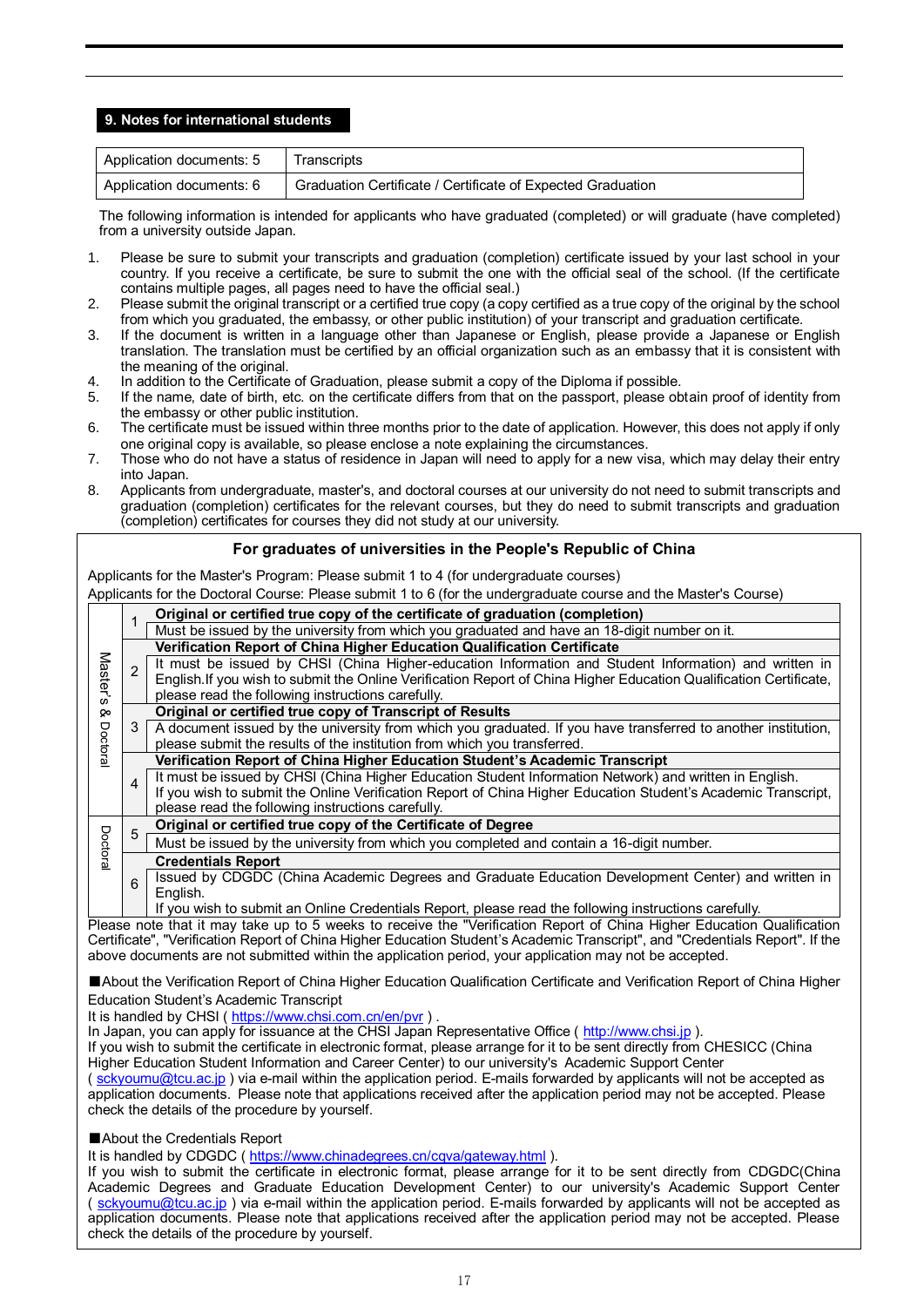## 9. Notes for international students

| Application documents: 5 | Transcripts |
|---|---|
| Application documents: 6 | Graduation Certificate / Certificate of Expected Graduation |

The following information is intended for applicants who have graduated (completed) or will graduate (have completed) from a university outside Japan.

1. Please be sure to submit your transcripts and graduation (completion) certificate issued by your last school in your country. If you receive a certificate, be sure to submit the one with the official seal of the school. (If the certificate contains multiple pages, all pages need to have the official seal.)
2. Please submit the original transcript or a certified true copy (a copy certified as a true copy of the original by the school from which you graduated, the embassy, or other public institution) of your transcript and graduation certificate.
3. If the document is written in a language other than Japanese or English, please provide a Japanese or English translation. The translation must be certified by an official organization such as an embassy that it is consistent with the meaning of the original.
4. In addition to the Certificate of Graduation, please submit a copy of the Diploma if possible.
5. If the name, date of birth, etc. on the certificate differs from that on the passport, please obtain proof of identity from the embassy or other public institution.
6. The certificate must be issued within three months prior to the date of application. However, this does not apply if only one original copy is available, so please enclose a note explaining the circumstances.
7. Those who do not have a status of residence in Japan will need to apply for a new visa, which may delay their entry into Japan.
8. Applicants from undergraduate, master's, and doctoral courses at our university do not need to submit transcripts and graduation (completion) certificates for the relevant courses, but they do need to submit transcripts and graduation (completion) certificates for courses they did not study at our university.

### For graduates of universities in the People's Republic of China

Applicants for the Master's Program: Please submit 1 to 4 (for undergraduate courses)
Applicants for the Doctoral Course: Please submit 1 to 6 (for the undergraduate course and the Master's Course)

| | No. | Document |
|---|---|---|
| Master's & Doctoral | 1 | **Original or certified true copy of the certificate of graduation (completion)**<br>Must be issued by the university from which you graduated and have an 18-digit number on it. |
| | 2 | **Verification Report of China Higher Education Qualification Certificate**<br>It must be issued by CHSI (China Higher-education Information and Student Information) and written in English.If you wish to submit the Online Verification Report of China Higher Education Qualification Certificate, please read the following instructions carefully. |
| | 3 | **Original or certified true copy of Transcript of Results**<br>A document issued by the university from which you graduated. If you have transferred to another institution, please submit the results of the institution from which you transferred. |
| | 4 | **Verification Report of China Higher Education Student's Academic Transcript**<br>It must be issued by CHSI (China Higher Education Student Information Network) and written in English.<br>If you wish to submit the Online Verification Report of China Higher Education Student's Academic Transcript, please read the following instructions carefully. |
| Doctoral | 5 | **Original or certified true copy of the Certificate of Degree**<br>Must be issued by the university from which you completed and contain a 16-digit number. |
| | 6 | **Credentials Report**<br>Issued by CDGDC (China Academic Degrees and Graduate Education Development Center) and written in English.<br>If you wish to submit an Online Credentials Report, please read the following instructions carefully. |

Please note that it may take up to 5 weeks to receive the "Verification Report of China Higher Education Qualification Certificate", "Verification Report of China Higher Education Student's Academic Transcript", and "Credentials Report". If the above documents are not submitted within the application period, your application may not be accepted.

■About the Verification Report of China Higher Education Qualification Certificate and Verification Report of China Higher Education Student's Academic Transcript

It is handled by CHSI ( https://www.chsi.com.cn/en/pvr ) .
In Japan, you can apply for issuance at the CHSI Japan Representative Office ( http://www.chsi.jp ).
If you wish to submit the certificate in electronic format, please arrange for it to be sent directly from CHESICC (China Higher Education Student Information and Career Center) to our university's Academic Support Center ( sckyoumu@tcu.ac.jp ) via e-mail within the application period. E-mails forwarded by applicants will not be accepted as application documents. Please note that applications received after the application period may not be accepted. Please check the details of the procedure by yourself.

■About the Credentials Report

It is handled by CDGDC ( https://www.chinadegrees.cn/cqva/gateway.html ).
If you wish to submit the certificate in electronic format, please arrange for it to be sent directly from CDGDC(China Academic Degrees and Graduate Education Development Center) to our university's Academic Support Center ( sckyoumu@tcu.ac.jp ) via e-mail within the application period. E-mails forwarded by applicants will not be accepted as application documents. Please note that applications received after the application period may not be accepted. Please check the details of the procedure by yourself.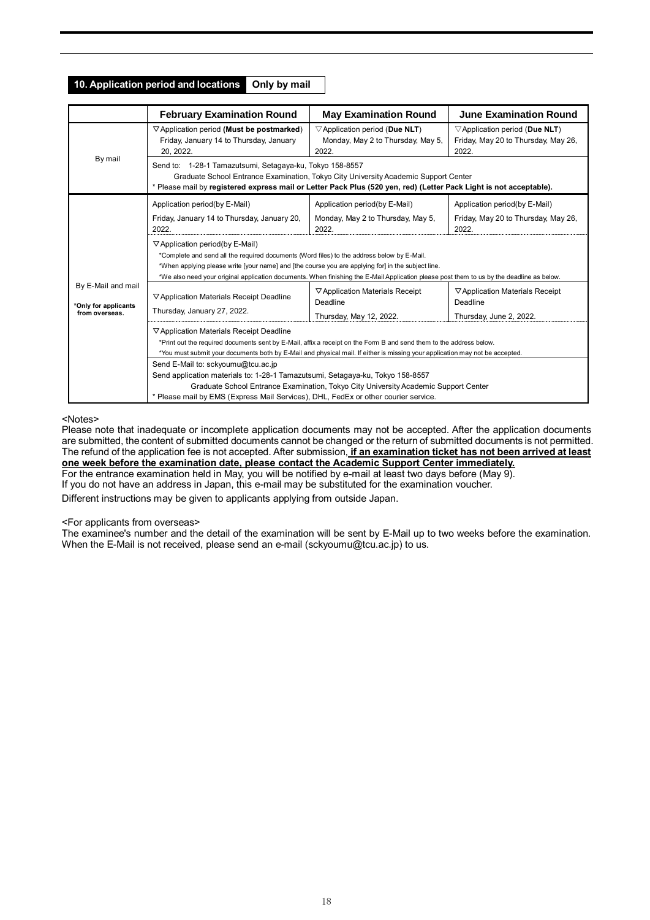## 10. Application period and locations **Only by mail**

| | February Examination Round | May Examination Round | June Examination Round |
|---|---|---|---|
| By mail | ▽Application period **(Must be postmarked)** Friday, January 14 to Thursday, January 20, 2022. | ▽Application period (**Due NLT**) Monday, May 2 to Thursday, May 5, 2022. | ▽Application period (**Due NLT**) Friday, May 20 to Thursday, May 26, 2022. |
| | Send to: 1-28-1 Tamazutsumi, Setagaya-ku, Tokyo 158-8557<br>Graduate School Entrance Examination, Tokyo City University Academic Support Center<br>* Please mail by **registered express mail or Letter Pack Plus (520 yen, red) (Letter Pack Light is not acceptable).** | | |
| By E-Mail and mail<br>**\*Only for applicants from overseas.** | Application period(by E-Mail)<br>Friday, January 14 to Thursday, January 20, 2022. | Application period(by E-Mail)<br>Monday, May 2 to Thursday, May 5, 2022. | Application period(by E-Mail)<br>Friday, May 20 to Thursday, May 26, 2022. |
| | ▽Application period(by E-Mail)<br>*Complete and send all the required documents (Word files) to the address below by E-Mail.<br>*When applying please write [your name] and [the course you are applying for] in the subject line.<br>*We also need your original application documents. When finishing the E-Mail Application please post them to us by the deadline as below. | | |
| | ▽Application Materials Receipt Deadline<br>Thursday, January 27, 2022. | ▽Application Materials Receipt Deadline<br>Thursday, May 12, 2022. | ▽Application Materials Receipt Deadline<br>Thursday, June 2, 2022. |
| | ▽Application Materials Receipt Deadline<br>*Print out the required documents sent by E-Mail, affix a receipt on the Form B and send them to the address below.<br>*You must submit your documents both by E-Mail and physical mail. If either is missing your application may not be accepted. | | |
| | Send E-Mail to: sckyoumu@tcu.ac.jp<br>Send application materials to: 1-28-1 Tamazutsumi, Setagaya-ku, Tokyo 158-8557<br>Graduate School Entrance Examination, Tokyo City University Academic Support Center<br>* Please mail by EMS (Express Mail Services), DHL, FedEx or other courier service. | | |

<Notes>

Please note that inadequate or incomplete application documents may not be accepted. After the application documents are submitted, the content of submitted documents cannot be changed or the return of submitted documents is not permitted. The refund of the application fee is not accepted. After submission, **if an examination ticket has not been arrived at least one week before the examination date, please contact the Academic Support Center immediately.**

For the entrance examination held in May, you will be notified by e-mail at least two days before (May 9).

If you do not have an address in Japan, this e-mail may be substituted for the examination voucher.

Different instructions may be given to applicants applying from outside Japan.

<For applicants from overseas>

The examinee's number and the detail of the examination will be sent by E-Mail up to two weeks before the examination. When the E-Mail is not received, please send an e-mail (sckyoumu@tcu.ac.jp) to us.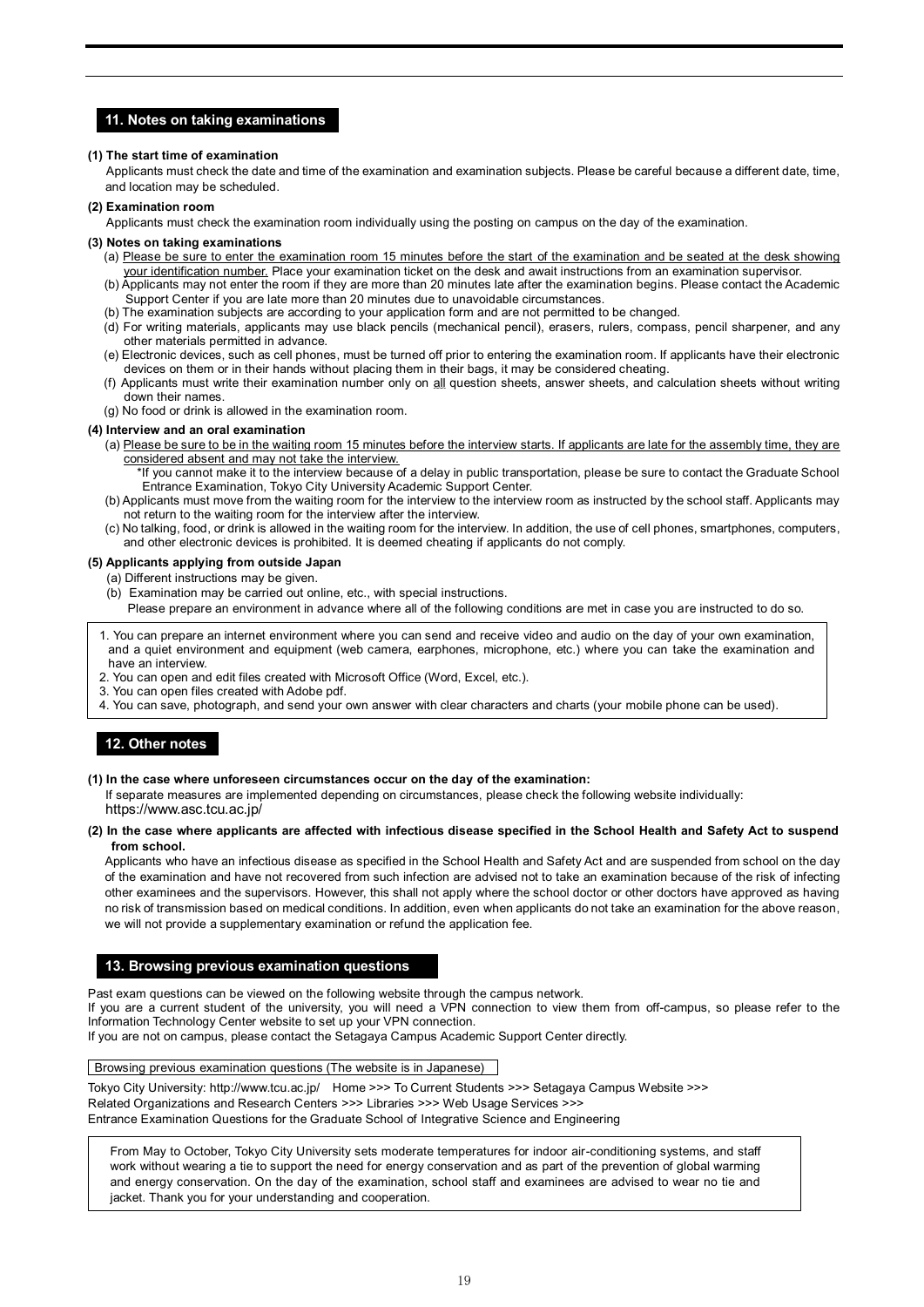## 11. Notes on taking examinations

**(1) The start time of examination**

Applicants must check the date and time of the examination and examination subjects. Please be careful because a different date, time, and location may be scheduled.

**(2) Examination room**

Applicants must check the examination room individually using the posting on campus on the day of the examination.

**(3) Notes on taking examinations**

(a) Please be sure to enter the examination room 15 minutes before the start of the examination and be seated at the desk showing your identification number. Place your examination ticket on the desk and await instructions from an examination supervisor.

(b) Applicants may not enter the room if they are more than 20 minutes late after the examination begins. Please contact the Academic Support Center if you are late more than 20 minutes due to unavoidable circumstances.

(b) The examination subjects are according to your application form and are not permitted to be changed.

(d) For writing materials, applicants may use black pencils (mechanical pencil), erasers, rulers, compass, pencil sharpener, and any other materials permitted in advance.

(e) Electronic devices, such as cell phones, must be turned off prior to entering the examination room. If applicants have their electronic devices on them or in their hands without placing them in their bags, it may be considered cheating.

(f) Applicants must write their examination number only on all question sheets, answer sheets, and calculation sheets without writing down their names.

(g) No food or drink is allowed in the examination room.

**(4) Interview and an oral examination**

(a) Please be sure to be in the waiting room 15 minutes before the interview starts. If applicants are late for the assembly time, they are considered absent and may not take the interview.

*If you cannot make it to the interview because of a delay in public transportation, please be sure to contact the Graduate School Entrance Examination, Tokyo City University Academic Support Center.

(b) Applicants must move from the waiting room for the interview to the interview room as instructed by the school staff. Applicants may not return to the waiting room for the interview after the interview.

(c) No talking, food, or drink is allowed in the waiting room for the interview. In addition, the use of cell phones, smartphones, computers, and other electronic devices is prohibited. It is deemed cheating if applicants do not comply.

**(5) Applicants applying from outside Japan**

(a) Different instructions may be given.

(b) Examination may be carried out online, etc., with special instructions.

Please prepare an environment in advance where all of the following conditions are met in case you are instructed to do so.

1. You can prepare an internet environment where you can send and receive video and audio on the day of your own examination, and a quiet environment and equipment (web camera, earphones, microphone, etc.) where you can take the examination and have an interview.
2. You can open and edit files created with Microsoft Office (Word, Excel, etc.).
3. You can open files created with Adobe pdf.
4. You can save, photograph, and send your own answer with clear characters and charts (your mobile phone can be used).

## 12. Other notes

**(1) In the case where unforeseen circumstances occur on the day of the examination:**

If separate measures are implemented depending on circumstances, please check the following website individually:
https://www.asc.tcu.ac.jp/

**(2) In the case where applicants are affected with infectious disease specified in the School Health and Safety Act to suspend from school.**

Applicants who have an infectious disease as specified in the School Health and Safety Act and are suspended from school on the day of the examination and have not recovered from such infection are advised not to take an examination because of the risk of infecting other examinees and the supervisors. However, this shall not apply where the school doctor or other doctors have approved as having no risk of transmission based on medical conditions. In addition, even when applicants do not take an examination for the above reason, we will not provide a supplementary examination or refund the application fee.

## 13. Browsing previous examination questions

Past exam questions can be viewed on the following website through the campus network.
If you are a current student of the university, you will need a VPN connection to view them from off-campus, so please refer to the Information Technology Center website to set up your VPN connection.
If you are not on campus, please contact the Setagaya Campus Academic Support Center directly.

Browsing previous examination questions (The website is in Japanese)

Tokyo City University: http://www.tcu.ac.jp/ Home >>> To Current Students >>> Setagaya Campus Website >>>
Related Organizations and Research Centers >>> Libraries >>> Web Usage Services >>>
Entrance Examination Questions for the Graduate School of Integrative Science and Engineering

From May to October, Tokyo City University sets moderate temperatures for indoor air-conditioning systems, and staff work without wearing a tie to support the need for energy conservation and as part of the prevention of global warming and energy conservation. On the day of the examination, school staff and examinees are advised to wear no tie and jacket. Thank you for your understanding and cooperation.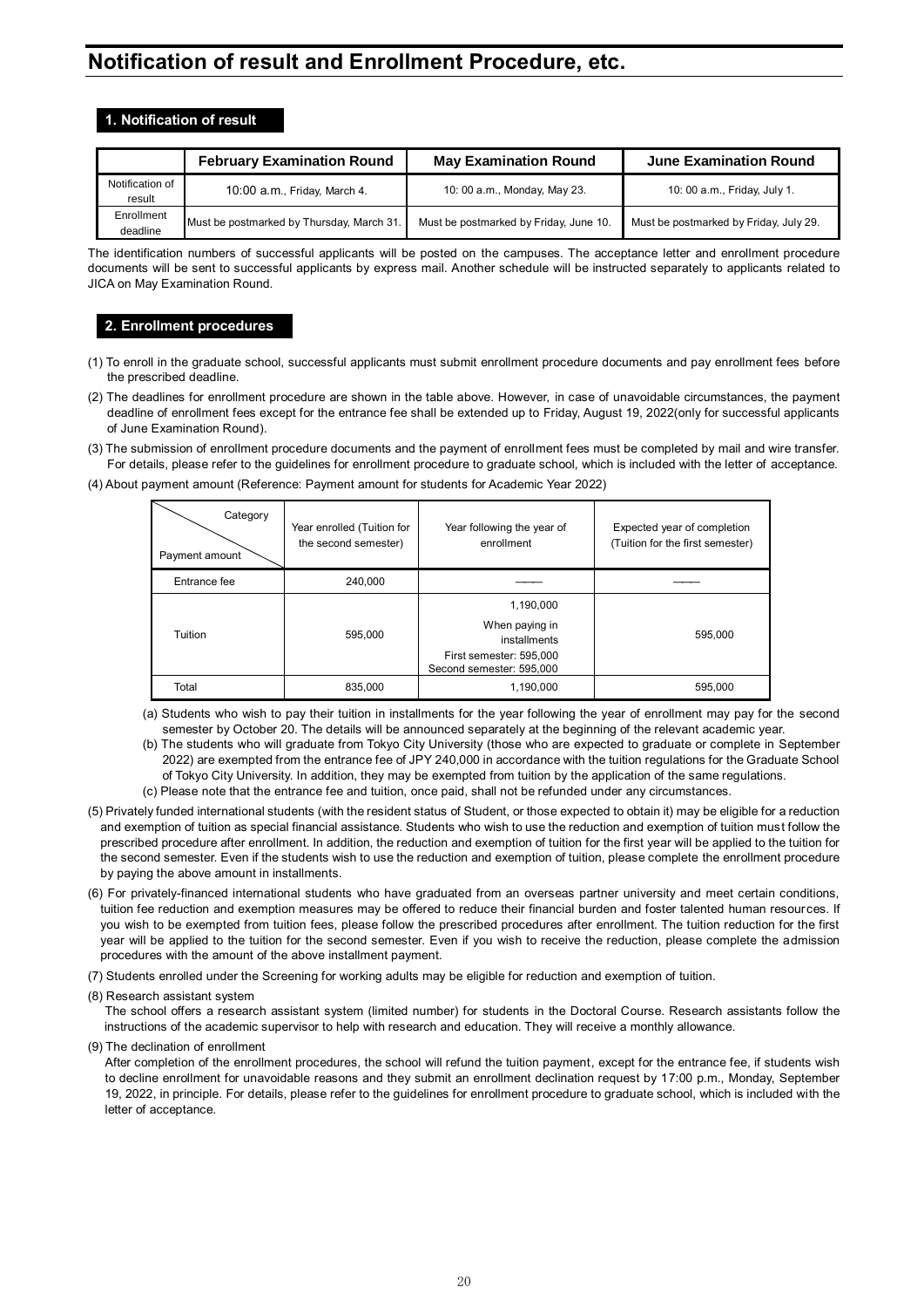# Notification of result and Enrollment Procedure, etc.

## 1. Notification of result

| | February Examination Round | May Examination Round | June Examination Round |
|---|---|---|---|
| Notification of result | 10:00 a.m., Friday, March 4. | 10: 00 a.m., Monday, May 23. | 10: 00 a.m., Friday, July 1. |
| Enrollment deadline | Must be postmarked by Thursday, March 31. | Must be postmarked by Friday, June 10. | Must be postmarked by Friday, July 29. |

The identification numbers of successful applicants will be posted on the campuses. The acceptance letter and enrollment procedure documents will be sent to successful applicants by express mail. Another schedule will be instructed separately to applicants related to JICA on May Examination Round.

## 2. Enrollment procedures

(1) To enroll in the graduate school, successful applicants must submit enrollment procedure documents and pay enrollment fees before the prescribed deadline.

(2) The deadlines for enrollment procedure are shown in the table above. However, in case of unavoidable circumstances, the payment deadline of enrollment fees except for the entrance fee shall be extended up to Friday, August 19, 2022(only for successful applicants of June Examination Round).

(3) The submission of enrollment procedure documents and the payment of enrollment fees must be completed by mail and wire transfer. For details, please refer to the guidelines for enrollment procedure to graduate school, which is included with the letter of acceptance.

(4) About payment amount (Reference: Payment amount for students for Academic Year 2022)

| Category / Payment amount | Year enrolled (Tuition for the second semester) | Year following the year of enrollment | Expected year of completion (Tuition for the first semester) |
|---|---|---|---|
| Entrance fee | 240,000 | —— | —— |
| Tuition | 595,000 | 1,190,000<br>When paying in installments<br>First semester: 595,000<br>Second semester: 595,000 | 595,000 |
| Total | 835,000 | 1,190,000 | 595,000 |

(a) Students who wish to pay their tuition in installments for the year following the year of enrollment may pay for the second semester by October 20. The details will be announced separately at the beginning of the relevant academic year.

(b) The students who will graduate from Tokyo City University (those who are expected to graduate or complete in September 2022) are exempted from the entrance fee of JPY 240,000 in accordance with the tuition regulations for the Graduate School of Tokyo City University. In addition, they may be exempted from tuition by the application of the same regulations.

(c) Please note that the entrance fee and tuition, once paid, shall not be refunded under any circumstances.

(5) Privately funded international students (with the resident status of Student, or those expected to obtain it) may be eligible for a reduction and exemption of tuition as special financial assistance. Students who wish to use the reduction and exemption of tuition must follow the prescribed procedure after enrollment. In addition, the reduction and exemption of tuition for the first year will be applied to the tuition for the second semester. Even if the students wish to use the reduction and exemption of tuition, please complete the enrollment procedure by paying the above amount in installments.

(6) For privately-financed international students who have graduated from an overseas partner university and meet certain conditions, tuition fee reduction and exemption measures may be offered to reduce their financial burden and foster talented human resources. If you wish to be exempted from tuition fees, please follow the prescribed procedures after enrollment. The tuition reduction for the first year will be applied to the tuition for the second semester. Even if you wish to receive the reduction, please complete the admission procedures with the amount of the above installment payment.

(7) Students enrolled under the Screening for working adults may be eligible for reduction and exemption of tuition.

(8) Research assistant system

The school offers a research assistant system (limited number) for students in the Doctoral Course. Research assistants follow the instructions of the academic supervisor to help with research and education. They will receive a monthly allowance.

(9) The declination of enrollment

After completion of the enrollment procedures, the school will refund the tuition payment, except for the entrance fee, if students wish to decline enrollment for unavoidable reasons and they submit an enrollment declination request by 17:00 p.m., Monday, September 19, 2022, in principle. For details, please refer to the guidelines for enrollment procedure to graduate school, which is included with the letter of acceptance.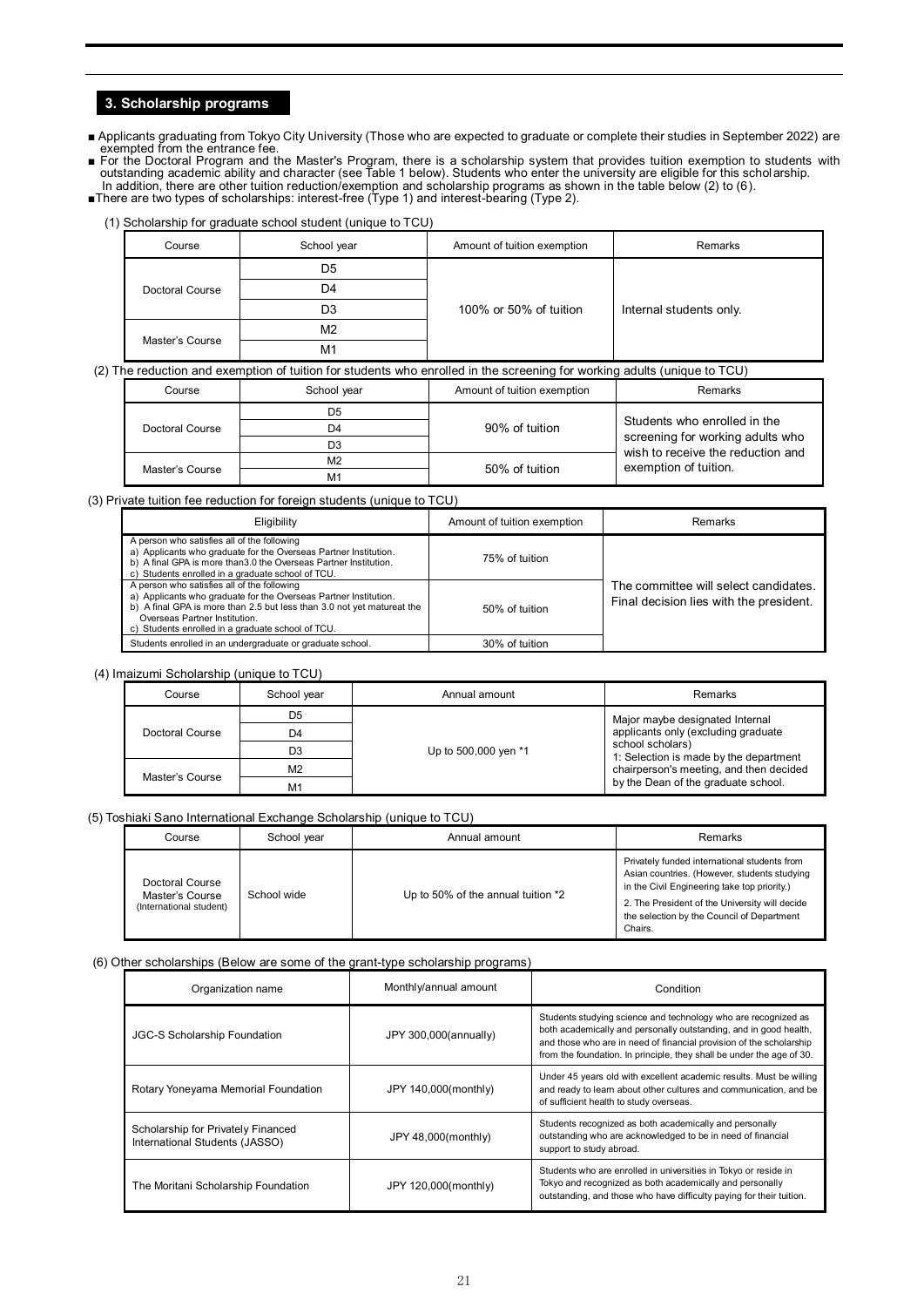## 3. Scholarship programs

- ■ Applicants graduating from Tokyo City University (Those who are expected to graduate or complete their studies in September 2022) are exempted from the entrance fee.
- ■ For the Doctoral Program and the Master's Program, there is a scholarship system that provides tuition exemption to students with outstanding academic ability and character (see Table 1 below). Students who enter the university are eligible for this scholarship. In addition, there are other tuition reduction/exemption and scholarship programs as shown in the table below (2) to (6).
- ■There are two types of scholarships: interest-free (Type 1) and interest-bearing (Type 2).

(1) Scholarship for graduate school student (unique to TCU)

| Course | School year | Amount of tuition exemption | Remarks |
|---|---|---|---|
| Doctoral Course | D5 | 100% or 50% of tuition | Internal students only. |
| | D4 | | |
| | D3 | | |
| Master's Course | M2 | | |
| | M1 | | |

(2) The reduction and exemption of tuition for students who enrolled in the screening for working adults (unique to TCU)

| Course | School year | Amount of tuition exemption | Remarks |
|---|---|---|---|
| Doctoral Course | D5 | 90% of tuition | Students who enrolled in the screening for working adults who wish to receive the reduction and exemption of tuition. |
| | D4 | | |
| | D3 | | |
| Master's Course | M2 | 50% of tuition | |
| | M1 | | |

(3) Private tuition fee reduction for foreign students (unique to TCU)

| Eligibility | Amount of tuition exemption | Remarks |
|---|---|---|
| A person who satisfies all of the following<br>a) Applicants who graduate for the Overseas Partner Institution.<br>b) A final GPA is more than3.0 the Overseas Partner Institution.<br>c) Students enrolled in a graduate school of TCU. | 75% of tuition | The committee will select candidates. Final decision lies with the president. |
| A person who satisfies all of the following<br>a) Applicants who graduate for the Overseas Partner Institution.<br>b) A final GPA is more than 2.5 but less than 3.0 not yet matureat the Overseas Partner Institution.<br>c) Students enrolled in a graduate school of TCU. | 50% of tuition | |
| Students enrolled in an undergraduate or graduate school. | 30% of tuition | |

(4) Imaizumi Scholarship (unique to TCU)

| Course | School year | Annual amount | Remarks |
|---|---|---|---|
| Doctoral Course | D5 | Up to 500,000 yen *1 | Major maybe designated Internal applicants only (excluding graduate school scholars)<br>1: Selection is made by the department chairperson's meeting, and then decided by the Dean of the graduate school. |
| | D4 | | |
| | D3 | | |
| Master's Course | M2 | | |
| | M1 | | |

(5) Toshiaki Sano International Exchange Scholarship (unique to TCU)

| Course | School year | Annual amount | Remarks |
|---|---|---|---|
| Doctoral Course<br>Master's Course<br>(International student) | School wide | Up to 50% of the annual tuition *2 | Privately funded international students from Asian countries. (However, students studying in the Civil Engineering take top priority.)<br>2. The President of the University will decide the selection by the Council of Department Chairs. |

(6) Other scholarships (Below are some of the grant-type scholarship programs)

| Organization name | Monthly/annual amount | Condition |
|---|---|---|
| JGC-S Scholarship Foundation | JPY 300,000(annually) | Students studying science and technology who are recognized as both academically and personally outstanding, and in good health, and those who are in need of financial provision of the scholarship from the foundation. In principle, they shall be under the age of 30. |
| Rotary Yoneyama Memorial Foundation | JPY 140,000(monthly) | Under 45 years old with excellent academic results. Must be willing and ready to learn about other cultures and communication, and be of sufficient health to study overseas. |
| Scholarship for Privately Financed International Students (JASSO) | JPY 48,000(monthly) | Students recognized as both academically and personally outstanding who are acknowledged to be in need of financial support to study abroad. |
| The Moritani Scholarship Foundation | JPY 120,000(monthly) | Students who are enrolled in universities in Tokyo or reside in Tokyo and recognized as both academically and personally outstanding, and those who have difficulty paying for their tuition. |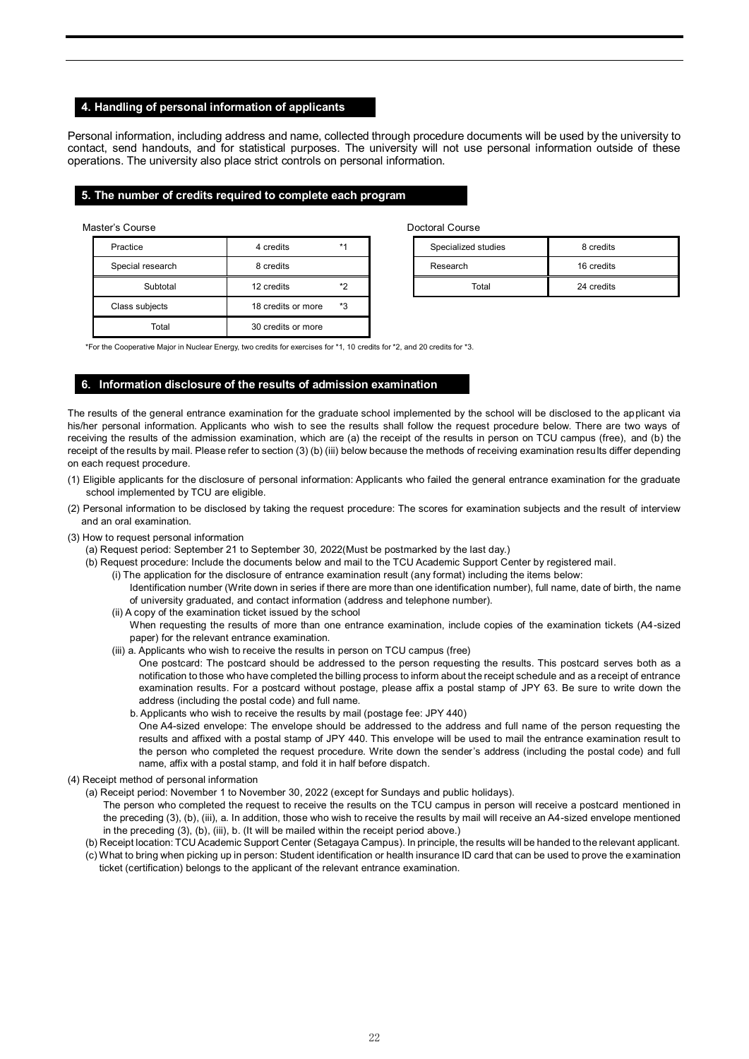## 4. Handling of personal information of applicants

Personal information, including address and name, collected through procedure documents will be used by the university to contact, send handouts, and for statistical purposes. The university will not use personal information outside of these operations. The university also place strict controls on personal information.

## 5. The number of credits required to complete each program

Master's Course

| Practice | 4 credits | *1 |
|---|---|---|
| Special research | 8 credits | |
| Subtotal | 12 credits | *2 |
| Class subjects | 18 credits or more | *3 |
| Total | 30 credits or more | |

Doctoral Course

| Specialized studies | 8 credits |
|---|---|
| Research | 16 credits |
| Total | 24 credits |

*For the Cooperative Major in Nuclear Energy, two credits for exercises for *1, 10 credits for *2, and 20 credits for *3.

## 6. Information disclosure of the results of admission examination

The results of the general entrance examination for the graduate school implemented by the school will be disclosed to the applicant via his/her personal information. Applicants who wish to see the results shall follow the request procedure below. There are two ways of receiving the results of the admission examination, which are (a) the receipt of the results in person on TCU campus (free), and (b) the receipt of the results by mail. Please refer to section (3) (b) (iii) below because the methods of receiving examination results differ depending on each request procedure.

(1) Eligible applicants for the disclosure of personal information: Applicants who failed the general entrance examination for the graduate school implemented by TCU are eligible.

(2) Personal information to be disclosed by taking the request procedure: The scores for examination subjects and the result of interview and an oral examination.

(3) How to request personal information
  (a) Request period: September 21 to September 30, 2022(Must be postmarked by the last day.)
  (b) Request procedure: Include the documents below and mail to the TCU Academic Support Center by registered mail.
    (i) The application for the disclosure of entrance examination result (any format) including the items below:
      Identification number (Write down in series if there are more than one identification number), full name, date of birth, the name of university graduated, and contact information (address and telephone number).
    (ii) A copy of the examination ticket issued by the school
      When requesting the results of more than one entrance examination, include copies of the examination tickets (A4-sized paper) for the relevant entrance examination.
    (iii) a. Applicants who wish to receive the results in person on TCU campus (free)
      One postcard: The postcard should be addressed to the person requesting the results. This postcard serves both as a notification to those who have completed the billing process to inform about the receipt schedule and as a receipt of entrance examination results. For a postcard without postage, please affix a postal stamp of JPY 63. Be sure to write down the address (including the postal code) and full name.
      b. Applicants who wish to receive the results by mail (postage fee: JPY 440)
      One A4-sized envelope: The envelope should be addressed to the address and full name of the person requesting the results and affixed with a postal stamp of JPY 440. This envelope will be used to mail the entrance examination result to the person who completed the request procedure. Write down the sender's address (including the postal code) and full name, affix with a postal stamp, and fold it in half before dispatch.

(4) Receipt method of personal information
  (a) Receipt period: November 1 to November 30, 2022 (except for Sundays and public holidays).
    The person who completed the request to receive the results on the TCU campus in person will receive a postcard mentioned in the preceding (3), (b), (iii), a. In addition, those who wish to receive the results by mail will receive an A4-sized envelope mentioned in the preceding (3), (b), (iii), b. (It will be mailed within the receipt period above.)
  (b) Receipt location: TCU Academic Support Center (Setagaya Campus). In principle, the results will be handed to the relevant applicant.
  (c) What to bring when picking up in person: Student identification or health insurance ID card that can be used to prove the examination ticket (certification) belongs to the applicant of the relevant entrance examination.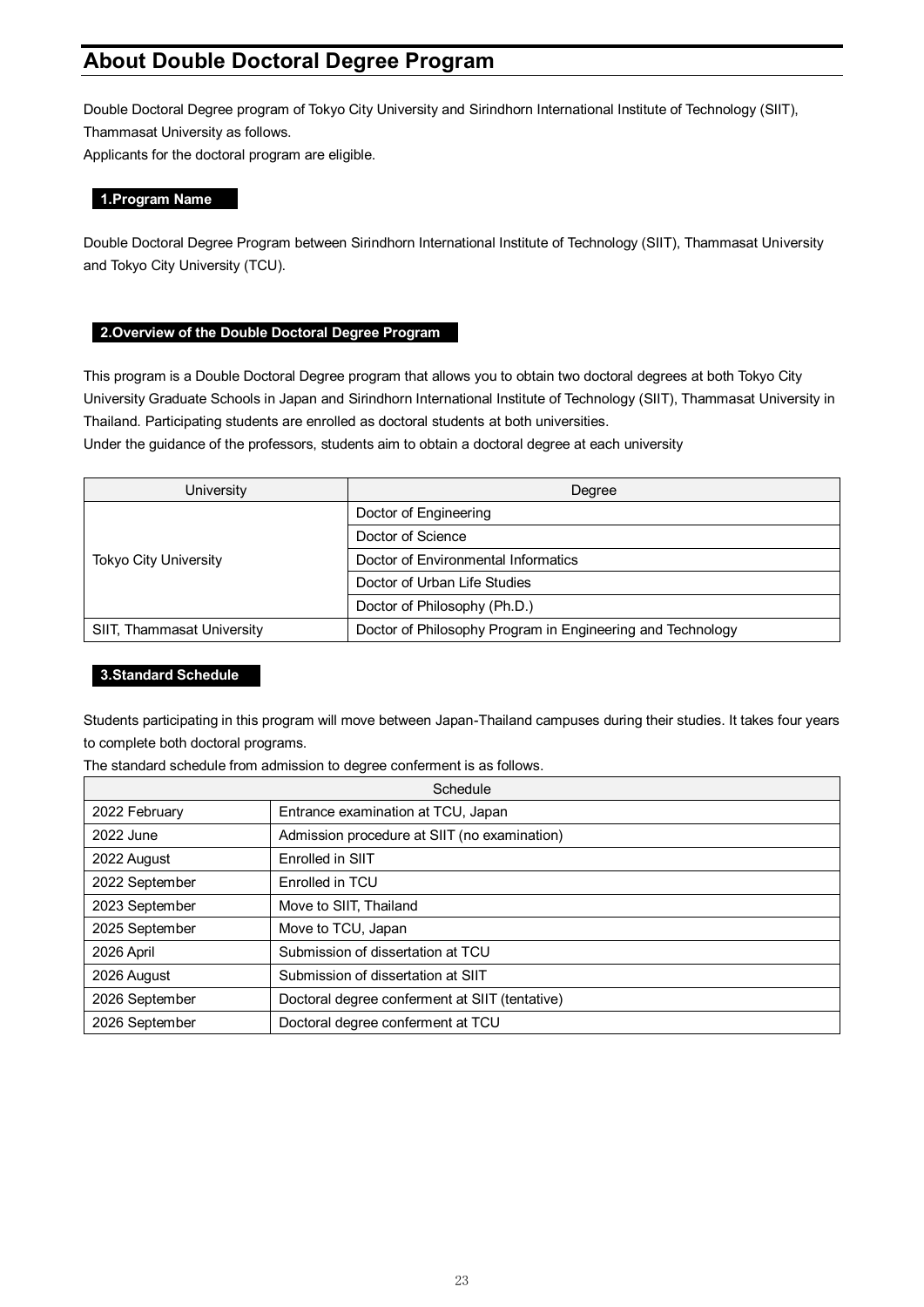# About Double Doctoral Degree Program

Double Doctoral Degree program of Tokyo City University and Sirindhorn International Institute of Technology (SIIT), Thammasat University as follows.
Applicants for the doctoral program are eligible.

## 1.Program Name

Double Doctoral Degree Program between Sirindhorn International Institute of Technology (SIIT), Thammasat University and Tokyo City University (TCU).

## 2.Overview of the Double Doctoral Degree Program

This program is a Double Doctoral Degree program that allows you to obtain two doctoral degrees at both Tokyo City University Graduate Schools in Japan and Sirindhorn International Institute of Technology (SIIT), Thammasat University in Thailand. Participating students are enrolled as doctoral students at both universities.
Under the guidance of the professors, students aim to obtain a doctoral degree at each university

| University | Degree |
|---|---|
| Tokyo City University | Doctor of Engineering |
| | Doctor of Science |
| | Doctor of Environmental Informatics |
| | Doctor of Urban Life Studies |
| | Doctor of Philosophy (Ph.D.) |
| SIIT, Thammasat University | Doctor of Philosophy Program in Engineering and Technology |

## 3.Standard Schedule

Students participating in this program will move between Japan-Thailand campuses during their studies. It takes four years to complete both doctoral programs.
The standard schedule from admission to degree conferment is as follows.

| Schedule | |
|---|---|
| 2022 February | Entrance examination at TCU, Japan |
| 2022 June | Admission procedure at SIIT (no examination) |
| 2022 August | Enrolled in SIIT |
| 2022 September | Enrolled in TCU |
| 2023 September | Move to SIIT, Thailand |
| 2025 September | Move to TCU, Japan |
| 2026 April | Submission of dissertation at TCU |
| 2026 August | Submission of dissertation at SIIT |
| 2026 September | Doctoral degree conferment at SIIT (tentative) |
| 2026 September | Doctoral degree conferment at TCU |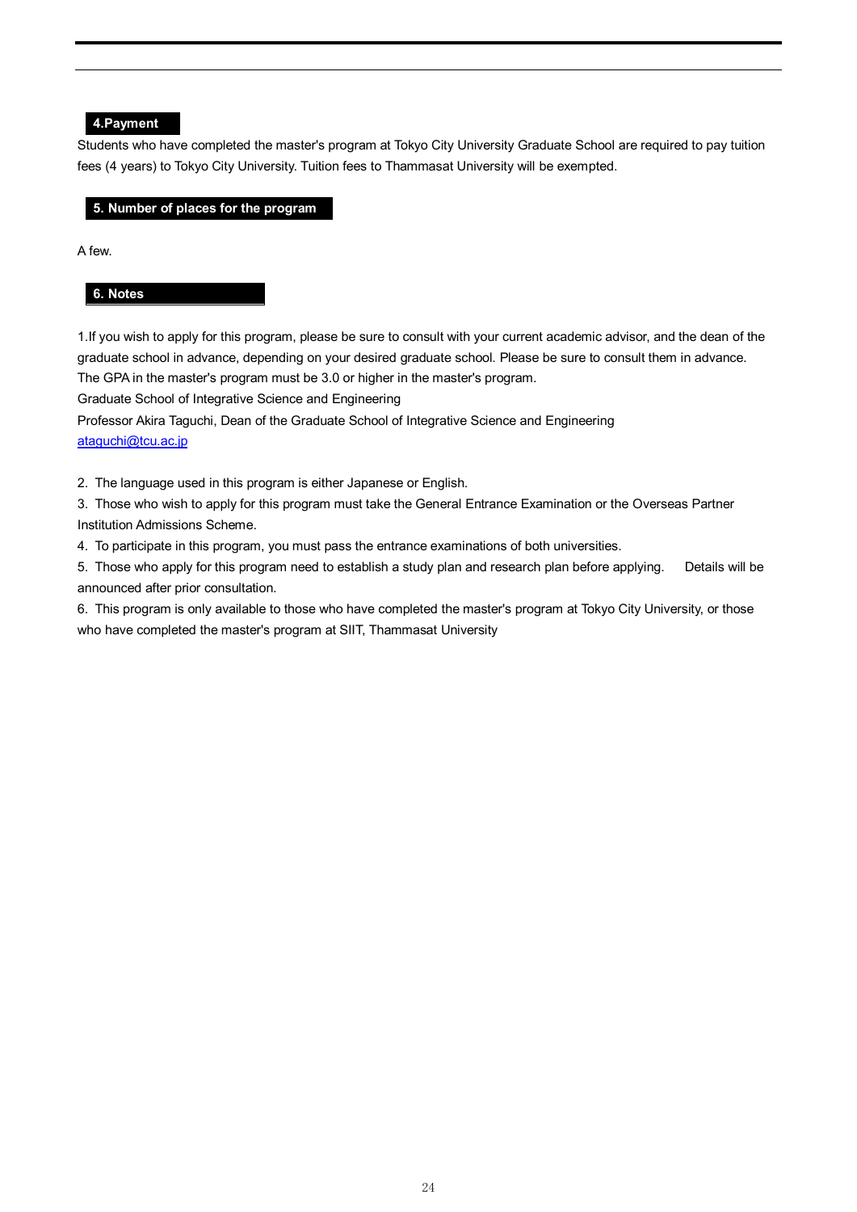## 4.Payment

Students who have completed the master's program at Tokyo City University Graduate School are required to pay tuition fees (4 years) to Tokyo City University. Tuition fees to Thammasat University will be exempted.

## 5. Number of places for the program

A few.

## 6. Notes

1.If you wish to apply for this program, please be sure to consult with your current academic advisor, and the dean of the graduate school in advance, depending on your desired graduate school. Please be sure to consult them in advance. The GPA in the master's program must be 3.0 or higher in the master's program.
Graduate School of Integrative Science and Engineering
Professor Akira Taguchi, Dean of the Graduate School of Integrative Science and Engineering
ataguchi@tcu.ac.jp

2. The language used in this program is either Japanese or English.
3. Those who wish to apply for this program must take the General Entrance Examination or the Overseas Partner Institution Admissions Scheme.
4. To participate in this program, you must pass the entrance examinations of both universities.
5. Those who apply for this program need to establish a study plan and research plan before applying. Details will be announced after prior consultation.
6. This program is only available to those who have completed the master's program at Tokyo City University, or those who have completed the master's program at SIIT, Thammasat University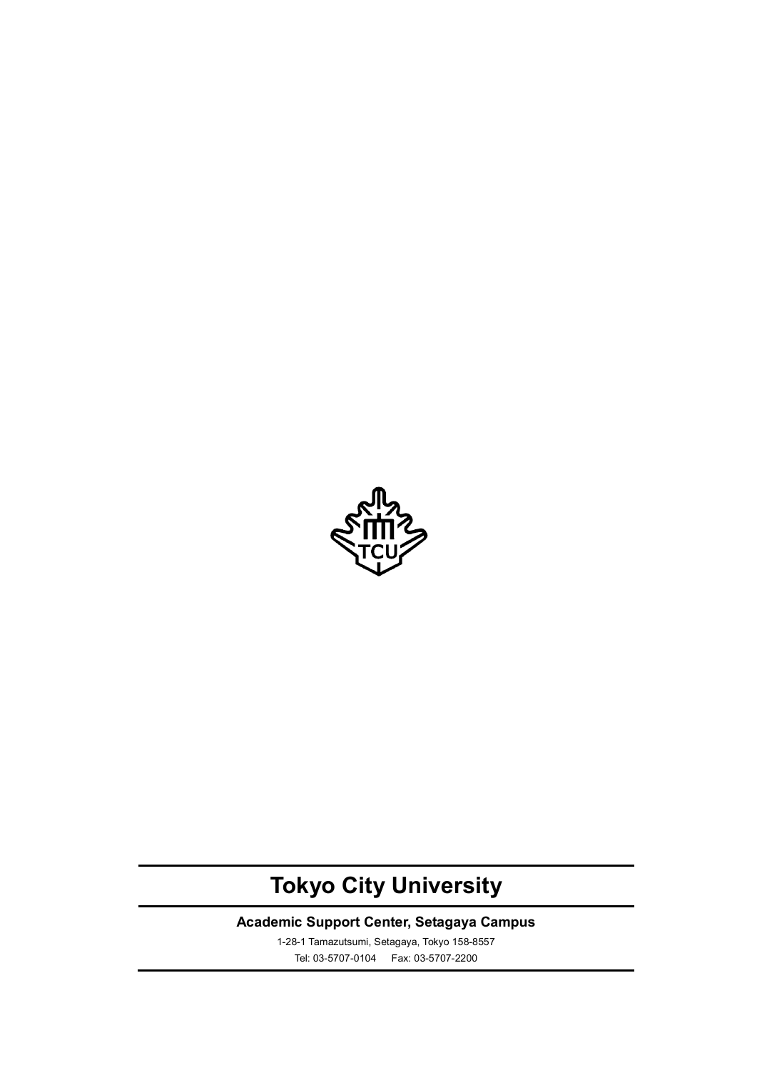# Tokyo City University

**Academic Support Center, Setagaya Campus**

1-28-1 Tamazutsumi, Setagaya, Tokyo 158-8557

Tel: 03-5707-0104　Fax: 03-5707-2200